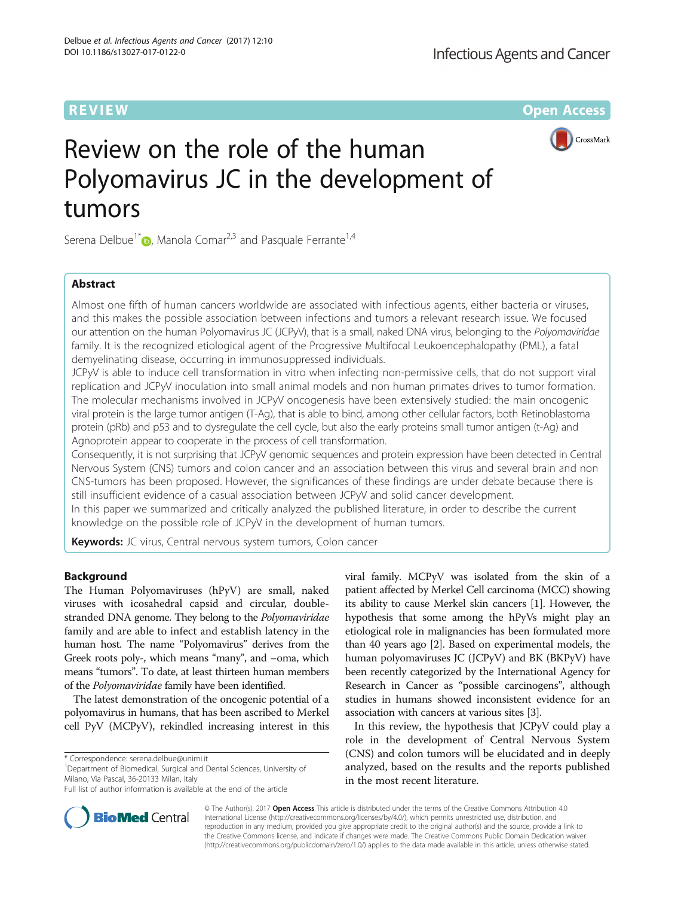REVIEW Open Access

# Review on the role of the human Polyomavirus JC in the development of tumors

Serena Delbue[1*], Manola Comar[2,3] and Pasquale Ferrante[1,4]

## Abstract

Almost one fifth of human cancers worldwide are associated with infectious agents, either bacteria or viruses, and this makes the possible association between infections and tumors a relevant research issue. We focused our attention on the human Polyomavirus JC (JCPyV), that is a small, naked DNA virus, belonging to the *Polyomaviridae* family. It is the recognized etiological agent of the Progressive Multifocal Leukoencephalopathy (PML), a fatal demyelinating disease, occurring in immunosuppressed individuals.

JCPyV is able to induce cell transformation in vitro when infecting non-permissive cells, that do not support viral replication and JCPyV inoculation into small animal models and non human primates drives to tumor formation. The molecular mechanisms involved in JCPyV oncogenesis have been extensively studied: the main oncogenic viral protein is the large tumor antigen (T-Ag), that is able to bind, among other cellular factors, both Retinoblastoma protein (pRb) and p53 and to dysregulate the cell cycle, but also the early proteins small tumor antigen (t-Ag) and Agnoprotein appear to cooperate in the process of cell transformation.

Consequently, it is not surprising that JCPyV genomic sequences and protein expression have been detected in Central Nervous System (CNS) tumors and colon cancer and an association between this virus and several brain and non CNS-tumors has been proposed. However, the significances of these findings are under debate because there is still insufficient evidence of a casual association between JCPyV and solid cancer development.

In this paper we summarized and critically analyzed the published literature, in order to describe the current knowledge on the possible role of JCPyV in the development of human tumors.

**Keywords:** JC virus, Central nervous system tumors, Colon cancer

## Background

The Human Polyomaviruses (hPyV) are small, naked viruses with icosahedral capsid and circular, double-stranded DNA genome. They belong to the *Polyomaviridae* family and are able to infect and establish latency in the human host. The name "Polyomavirus" derives from the Greek roots poly-, which means "many", and –oma, which means "tumors". To date, at least thirteen human members of the *Polyomaviridae* family have been identified.

The latest demonstration of the oncogenic potential of a polyomavirus in humans, that has been ascribed to Merkel cell PyV (MCPyV), rekindled increasing interest in this viral family. MCPyV was isolated from the skin of a patient affected by Merkel Cell carcinoma (MCC) showing its ability to cause Merkel skin cancers [1]. However, the hypothesis that some among the hPyVs might play an etiological role in malignancies has been formulated more than 40 years ago [2]. Based on experimental models, the human polyomaviruses JC (JCPyV) and BK (BKPyV) have been recently categorized by the International Agency for Research in Cancer as "possible carcinogens", although studies in humans showed inconsistent evidence for an association with cancers at various sites [3].

In this review, the hypothesis that JCPyV could play a role in the development of Central Nervous System (CNS) and colon tumors will be elucidated and in deeply analyzed, based on the results and the reports published in the most recent literature.

\* Correspondence: serena.delbue@unimi.it
[1]Department of Biomedical, Surgical and Dental Sciences, University of Milano, Via Pascal, 36-20133 Milan, Italy
Full list of author information is available at the end of the article

© The Author(s). 2017 **Open Access** This article is distributed under the terms of the Creative Commons Attribution 4.0 International License (http://creativecommons.org/licenses/by/4.0/), which permits unrestricted use, distribution, and reproduction in any medium, provided you give appropriate credit to the original author(s) and the source, provide a link to the Creative Commons license, and indicate if changes were made. The Creative Commons Public Domain Dedication waiver (http://creativecommons.org/publicdomain/zero/1.0/) applies to the data made available in this article, unless otherwise stated.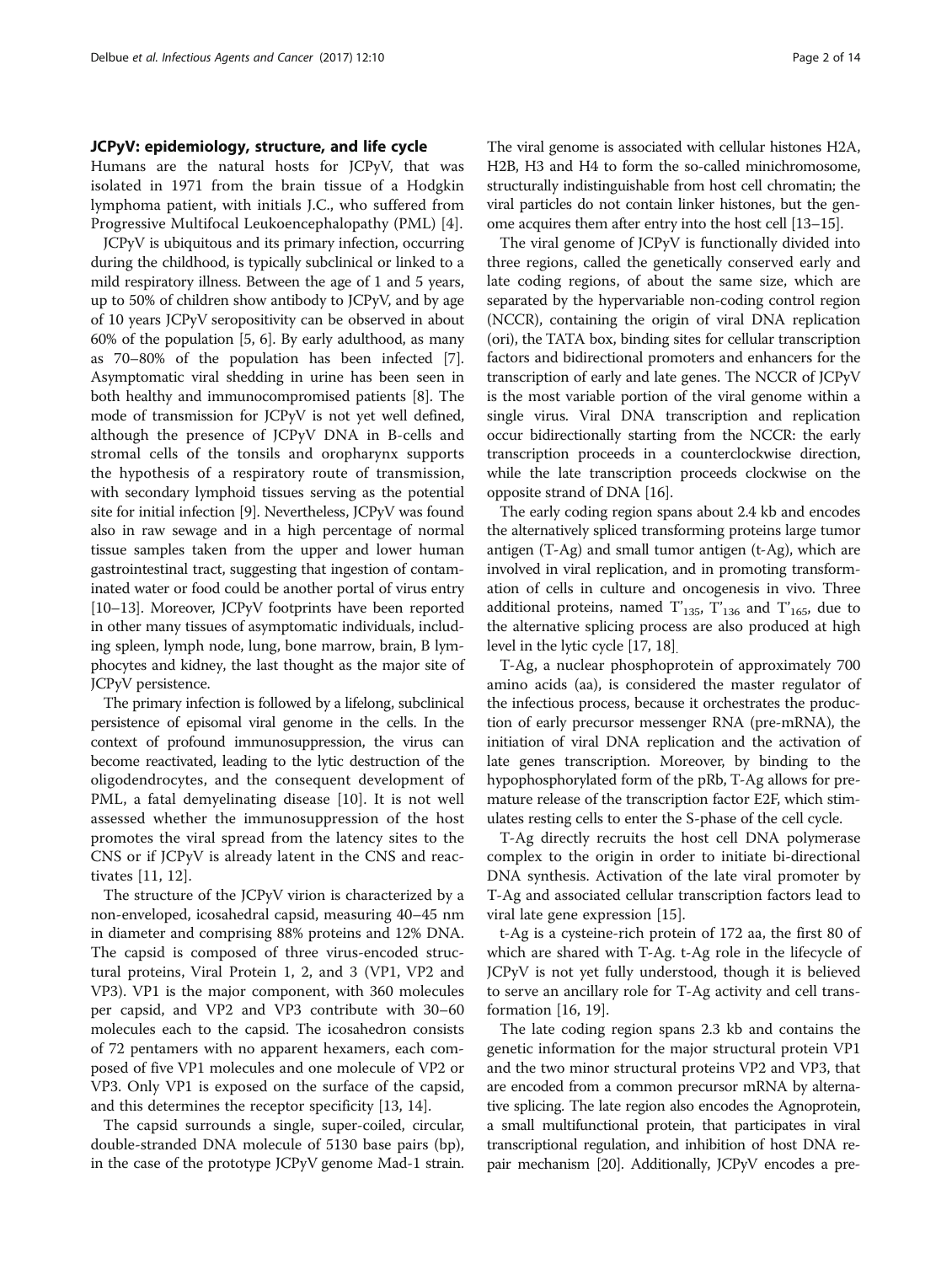## JCPyV: epidemiology, structure, and life cycle

Humans are the natural hosts for JCPyV, that was isolated in 1971 from the brain tissue of a Hodgkin lymphoma patient, with initials J.C., who suffered from Progressive Multifocal Leukoencephalopathy (PML) [4].

JCPyV is ubiquitous and its primary infection, occurring during the childhood, is typically subclinical or linked to a mild respiratory illness. Between the age of 1 and 5 years, up to 50% of children show antibody to JCPyV, and by age of 10 years JCPyV seropositivity can be observed in about 60% of the population [5, 6]. By early adulthood, as many as 70–80% of the population has been infected [7]. Asymptomatic viral shedding in urine has been seen in both healthy and immunocompromised patients [8]. The mode of transmission for JCPyV is not yet well defined, although the presence of JCPyV DNA in B-cells and stromal cells of the tonsils and oropharynx supports the hypothesis of a respiratory route of transmission, with secondary lymphoid tissues serving as the potential site for initial infection [9]. Nevertheless, JCPyV was found also in raw sewage and in a high percentage of normal tissue samples taken from the upper and lower human gastrointestinal tract, suggesting that ingestion of contaminated water or food could be another portal of virus entry [10–13]. Moreover, JCPyV footprints have been reported in other many tissues of asymptomatic individuals, including spleen, lymph node, lung, bone marrow, brain, B lymphocytes and kidney, the last thought as the major site of JCPyV persistence.

The primary infection is followed by a lifelong, subclinical persistence of episomal viral genome in the cells. In the context of profound immunosuppression, the virus can become reactivated, leading to the lytic destruction of the oligodendrocytes, and the consequent development of PML, a fatal demyelinating disease [10]. It is not well assessed whether the immunosuppression of the host promotes the viral spread from the latency sites to the CNS or if JCPyV is already latent in the CNS and reactivates [11, 12].

The structure of the JCPyV virion is characterized by a non-enveloped, icosahedral capsid, measuring 40–45 nm in diameter and comprising 88% proteins and 12% DNA. The capsid is composed of three virus-encoded structural proteins, Viral Protein 1, 2, and 3 (VP1, VP2 and VP3). VP1 is the major component, with 360 molecules per capsid, and VP2 and VP3 contribute with 30–60 molecules each to the capsid. The icosahedron consists of 72 pentamers with no apparent hexamers, each composed of five VP1 molecules and one molecule of VP2 or VP3. Only VP1 is exposed on the surface of the capsid, and this determines the receptor specificity [13, 14].

The capsid surrounds a single, super-coiled, circular, double-stranded DNA molecule of 5130 base pairs (bp), in the case of the prototype JCPyV genome Mad-1 strain. The viral genome is associated with cellular histones H2A, H2B, H3 and H4 to form the so-called minichromosome, structurally indistinguishable from host cell chromatin; the viral particles do not contain linker histones, but the genome acquires them after entry into the host cell [13–15].

The viral genome of JCPyV is functionally divided into three regions, called the genetically conserved early and late coding regions, of about the same size, which are separated by the hypervariable non-coding control region (NCCR), containing the origin of viral DNA replication (ori), the TATA box, binding sites for cellular transcription factors and bidirectional promoters and enhancers for the transcription of early and late genes. The NCCR of JCPyV is the most variable portion of the viral genome within a single virus. Viral DNA transcription and replication occur bidirectionally starting from the NCCR: the early transcription proceeds in a counterclockwise direction, while the late transcription proceeds clockwise on the opposite strand of DNA [16].

The early coding region spans about 2.4 kb and encodes the alternatively spliced transforming proteins large tumor antigen (T-Ag) and small tumor antigen (t-Ag), which are involved in viral replication, and in promoting transformation of cells in culture and oncogenesis in vivo. Three additional proteins, named $T'_{135}$, $T'_{136}$ and $T'_{165}$, due to the alternative splicing process are also produced at high level in the lytic cycle [17, 18].

T-Ag, a nuclear phosphoprotein of approximately 700 amino acids (aa), is considered the master regulator of the infectious process, because it orchestrates the production of early precursor messenger RNA (pre-mRNA), the initiation of viral DNA replication and the activation of late genes transcription. Moreover, by binding to the hypophosphorylated form of the pRb, T-Ag allows for premature release of the transcription factor E2F, which stimulates resting cells to enter the S-phase of the cell cycle.

T-Ag directly recruits the host cell DNA polymerase complex to the origin in order to initiate bi-directional DNA synthesis. Activation of the late viral promoter by T-Ag and associated cellular transcription factors lead to viral late gene expression [15].

t-Ag is a cysteine-rich protein of 172 aa, the first 80 of which are shared with T-Ag. t-Ag role in the lifecycle of JCPyV is not yet fully understood, though it is believed to serve an ancillary role for T-Ag activity and cell transformation [16, 19].

The late coding region spans 2.3 kb and contains the genetic information for the major structural protein VP1 and the two minor structural proteins VP2 and VP3, that are encoded from a common precursor mRNA by alternative splicing. The late region also encodes the Agnoprotein, a small multifunctional protein, that participates in viral transcriptional regulation, and inhibition of host DNA repair mechanism [20]. Additionally, JCPyV encodes a pre-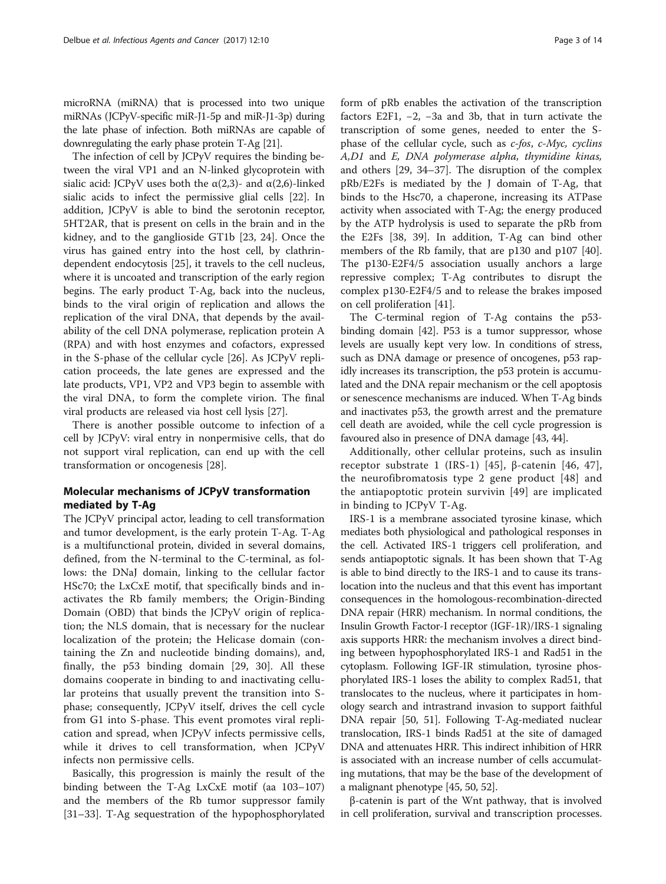microRNA (miRNA) that is processed into two unique miRNAs (JCPyV-specific miR-J1-5p and miR-J1-3p) during the late phase of infection. Both miRNAs are capable of downregulating the early phase protein T-Ag [21].

The infection of cell by JCPyV requires the binding between the viral VP1 and an N-linked glycoprotein with sialic acid: JCPyV uses both the α(2,3)- and α(2,6)-linked sialic acids to infect the permissive glial cells [22]. In addition, JCPyV is able to bind the serotonin receptor, 5HT2AR, that is present on cells in the brain and in the kidney, and to the ganglioside GT1b [23, 24]. Once the virus has gained entry into the host cell, by clathrin-dependent endocytosis [25], it travels to the cell nucleus, where it is uncoated and transcription of the early region begins. The early product T-Ag, back into the nucleus, binds to the viral origin of replication and allows the replication of the viral DNA, that depends by the availability of the cell DNA polymerase, replication protein A (RPA) and with host enzymes and cofactors, expressed in the S-phase of the cellular cycle [26]. As JCPyV replication proceeds, the late genes are expressed and the late products, VP1, VP2 and VP3 begin to assemble with the viral DNA, to form the complete virion. The final viral products are released via host cell lysis [27].

There is another possible outcome to infection of a cell by JCPyV: viral entry in nonpermisive cells, that do not support viral replication, can end up with the cell transformation or oncogenesis [28].

## Molecular mechanisms of JCPyV transformation mediated by T-Ag

The JCPyV principal actor, leading to cell transformation and tumor development, is the early protein T-Ag. T-Ag is a multifunctional protein, divided in several domains, defined, from the N-terminal to the C-terminal, as follows: the DNaJ domain, linking to the cellular factor HSc70; the LxCxE motif, that specifically binds and inactivates the Rb family members; the Origin-Binding Domain (OBD) that binds the JCPyV origin of replication; the NLS domain, that is necessary for the nuclear localization of the protein; the Helicase domain (containing the Zn and nucleotide binding domains), and, finally, the p53 binding domain [29, 30]. All these domains cooperate in binding to and inactivating cellular proteins that usually prevent the transition into S-phase; consequently, JCPyV itself, drives the cell cycle from G1 into S-phase. This event promotes viral replication and spread, when JCPyV infects permissive cells, while it drives to cell transformation, when JCPyV infects non permissive cells.

Basically, this progression is mainly the result of the binding between the T-Ag LxCxE motif (aa 103–107) and the members of the Rb tumor suppressor family [31–33]. T-Ag sequestration of the hypophosphorylated form of pRb enables the activation of the transcription factors E2F1, −2, −3a and 3b, that in turn activate the transcription of some genes, needed to enter the S-phase of the cellular cycle, such as *c-fos*, *c-Myc, cyclins A,D1* and *E, DNA polymerase alpha, thymidine kinas,* and others [29, 34–37]. The disruption of the complex pRb/E2Fs is mediated by the J domain of T-Ag, that binds to the Hsc70, a chaperone, increasing its ATPase activity when associated with T-Ag; the energy produced by the ATP hydrolysis is used to separate the pRb from the E2Fs [38, 39]. In addition, T-Ag can bind other members of the Rb family, that are p130 and p107 [40]. The p130-E2F4/5 association usually anchors a large repressive complex; T-Ag contributes to disrupt the complex p130-E2F4/5 and to release the brakes imposed on cell proliferation [41].

The C-terminal region of T-Ag contains the p53-binding domain [42]. P53 is a tumor suppressor, whose levels are usually kept very low. In conditions of stress, such as DNA damage or presence of oncogenes, p53 rapidly increases its transcription, the p53 protein is accumulated and the DNA repair mechanism or the cell apoptosis or senescence mechanisms are induced. When T-Ag binds and inactivates p53, the growth arrest and the premature cell death are avoided, while the cell cycle progression is favoured also in presence of DNA damage [43, 44].

Additionally, other cellular proteins, such as insulin receptor substrate 1 (IRS-1) [45], β-catenin [46, 47], the neurofibromatosis type 2 gene product [48] and the antiapoptotic protein survivin [49] are implicated in binding to JCPyV T-Ag.

IRS-1 is a membrane associated tyrosine kinase, which mediates both physiological and pathological responses in the cell. Activated IRS-1 triggers cell proliferation, and sends antiapoptotic signals. It has been shown that T-Ag is able to bind directly to the IRS-1 and to cause its translocation into the nucleus and that this event has important consequences in the homologous-recombination-directed DNA repair (HRR) mechanism. In normal conditions, the Insulin Growth Factor-I receptor (IGF-1R)/IRS-1 signaling axis supports HRR: the mechanism involves a direct binding between hypophosphorylated IRS-1 and Rad51 in the cytoplasm. Following IGF-IR stimulation, tyrosine phosphorylated IRS-1 loses the ability to complex Rad51, that translocates to the nucleus, where it participates in homology search and intrastrand invasion to support faithful DNA repair [50, 51]. Following T-Ag-mediated nuclear translocation, IRS-1 binds Rad51 at the site of damaged DNA and attenuates HRR. This indirect inhibition of HRR is associated with an increase number of cells accumulating mutations, that may be the base of the development of a malignant phenotype [45, 50, 52].

β-catenin is part of the Wnt pathway, that is involved in cell proliferation, survival and transcription processes.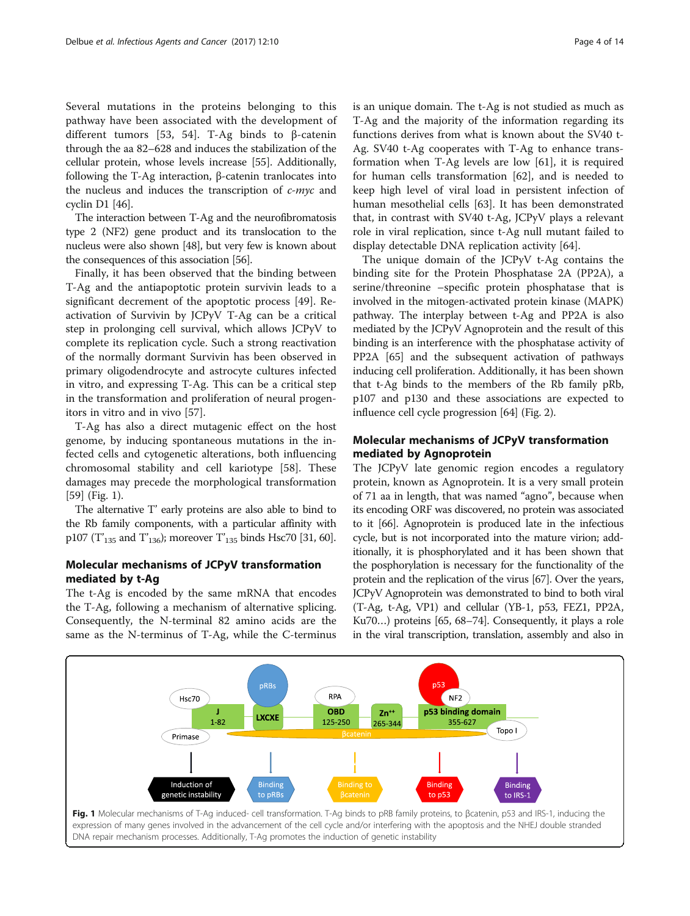Several mutations in the proteins belonging to this pathway have been associated with the development of different tumors [53, 54]. T-Ag binds to β-catenin through the aa 82–628 and induces the stabilization of the cellular protein, whose levels increase [55]. Additionally, following the T-Ag interaction, β-catenin tranlocates into the nucleus and induces the transcription of *c-myc* and cyclin D1 [46].

The interaction between T-Ag and the neurofibromatosis type 2 (NF2) gene product and its translocation to the nucleus were also shown [48], but very few is known about the consequences of this association [56].

Finally, it has been observed that the binding between T-Ag and the antiapoptotic protein survivin leads to a significant decrement of the apoptotic process [49]. Reactivation of Survivin by JCPyV T-Ag can be a critical step in prolonging cell survival, which allows JCPyV to complete its replication cycle. Such a strong reactivation of the normally dormant Survivin has been observed in primary oligodendrocyte and astrocyte cultures infected in vitro, and expressing T-Ag. This can be a critical step in the transformation and proliferation of neural progenitors in vitro and in vivo [57].

T-Ag has also a direct mutagenic effect on the host genome, by inducing spontaneous mutations in the infected cells and cytogenetic alterations, both influencing chromosomal stability and cell karyotype [58]. These damages may precede the morphological transformation [59] (Fig. 1).

The alternative T' early proteins are also able to bind to the Rb family components, with a particular affinity with p107 ($T'_{135}$ and $T'_{136}$); moreover $T'_{135}$ binds Hsc70 [31, 60].

## Molecular mechanisms of JCPyV transformation mediated by t-Ag

The t-Ag is encoded by the same mRNA that encodes the T-Ag, following a mechanism of alternative splicing. Consequently, the N-terminal 82 amino acids are the same as the N-terminus of T-Ag, while the C-terminus is an unique domain. The t-Ag is not studied as much as T-Ag and the majority of the information regarding its functions derives from what is known about the SV40 t-Ag. SV40 t-Ag cooperates with T-Ag to enhance transformation when T-Ag levels are low [61], it is required for human cells transformation [62], and is needed to keep high level of viral load in persistent infection of human mesothelial cells [63]. It has been demonstrated that, in contrast with SV40 t-Ag, JCPyV plays a relevant role in viral replication, since t-Ag null mutant failed to display detectable DNA replication activity [64].

The unique domain of the JCPyV t-Ag contains the binding site for the Protein Phosphatase 2A (PP2A), a serine/threonine –specific protein phosphatase that is involved in the mitogen-activated protein kinase (MAPK) pathway. The interplay between t-Ag and PP2A is also mediated by the JCPyV Agnoprotein and the result of this binding is an interference with the phosphatase activity of PP2A [65] and the subsequent activation of pathways inducing cell proliferation. Additionally, it has been shown that t-Ag binds to the members of the Rb family pRb, p107 and p130 and these associations are expected to influence cell cycle progression [64] (Fig. 2).

## Molecular mechanisms of JCPyV transformation mediated by Agnoprotein

The JCPyV late genomic region encodes a regulatory protein, known as Agnoprotein. It is a very small protein of 71 aa in length, that was named "agno", because when its encoding ORF was discovered, no protein was associated to it [66]. Agnoprotein is produced late in the infectious cycle, but is not incorporated into the mature virion; additionally, it is phosphorylated and it has been shown that the posphorylation is necessary for the functionality of the protein and the replication of the virus [67]. Over the years, JCPyV Agnoprotein was demonstrated to bind to both viral (T-Ag, t-Ag, VP1) and cellular (YB-1, p53, FEZ1, PP2A, Ku70…) proteins [65, 68–74]. Consequently, it plays a role in the viral transcription, translation, assembly and also in

**Fig. 1** Molecular mechanisms of T-Ag induced- cell transformation. T-Ag binds to pRB family proteins, to βcatenin, p53 and IRS-1, inducing the expression of many genes involved in the advancement of the cell cycle and/or interfering with the apoptosis and the NHEJ double stranded DNA repair mechanism processes. Additionally, T-Ag promotes the induction of genetic instability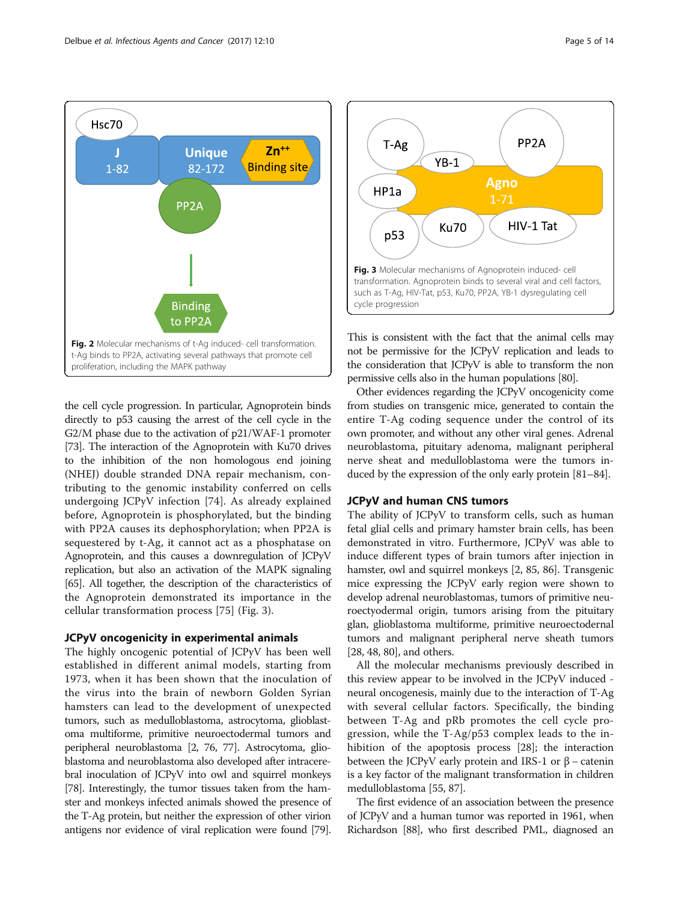Fig. 2 Molecular mechanisms of t-Ag induced- cell transformation. t-Ag binds to PP2A, activating several pathways that promote cell proliferation, including the MAPK pathway

Fig. 3 Molecular mechanisms of Agnoprotein induced- cell transformation. Agnoprotein binds to several viral and cell factors, such as T-Ag, HIV-Tat, p53, Ku70, PP2A, YB-1 dysregulating cell cycle progression

the cell cycle progression. In particular, Agnoprotein binds directly to p53 causing the arrest of the cell cycle in the G2/M phase due to the activation of p21/WAF-1 promoter [73]. The interaction of the Agnoprotein with Ku70 drives to the inhibition of the non homologous end joining (NHEJ) double stranded DNA repair mechanism, contributing to the genomic instability conferred on cells undergoing JCPyV infection [74]. As already explained before, Agnoprotein is phosphorylated, but the binding with PP2A causes its dephosphorylation; when PP2A is sequestered by t-Ag, it cannot act as a phosphatase on Agnoprotein, and this causes a downregulation of JCPyV replication, but also an activation of the MAPK signaling [65]. All together, the description of the characteristics of the Agnoprotein demonstrated its importance in the cellular transformation process [75] (Fig. 3).

## JCPyV oncogenicity in experimental animals

The highly oncogenic potential of JCPyV has been well established in different animal models, starting from 1973, when it has been shown that the inoculation of the virus into the brain of newborn Golden Syrian hamsters can lead to the development of unexpected tumors, such as medulloblastoma, astrocytoma, glioblastoma multiforme, primitive neuroectodermal tumors and peripheral neuroblastoma [2, 76, 77]. Astrocytoma, glioblastoma and neuroblastoma also developed after intracerebral inoculation of JCPyV into owl and squirrel monkeys [78]. Interestingly, the tumor tissues taken from the hamster and monkeys infected animals showed the presence of the T-Ag protein, but neither the expression of other virion antigens nor evidence of viral replication were found [79]. This is consistent with the fact that the animal cells may not be permissive for the JCPyV replication and leads to the consideration that JCPyV is able to transform the non permissive cells also in the human populations [80].

Other evidences regarding the JCPyV oncogenicity come from studies on transgenic mice, generated to contain the entire T-Ag coding sequence under the control of its own promoter, and without any other viral genes. Adrenal neuroblastoma, pituitary adenoma, malignant peripheral nerve sheat and medulloblastoma were the tumors induced by the expression of the only early protein [81–84].

## JCPyV and human CNS tumors

The ability of JCPyV to transform cells, such as human fetal glial cells and primary hamster brain cells, has been demonstrated in vitro. Furthermore, JCPyV was able to induce different types of brain tumors after injection in hamster, owl and squirrel monkeys [2, 85, 86]. Transgenic mice expressing the JCPyV early region were shown to develop adrenal neuroblastomas, tumors of primitive neuroectyodermal origin, tumors arising from the pituitary glan, glioblastoma multiforme, primitive neuroectoderml tumors and malignant peripheral nerve sheath tumors [28, 48, 80], and others.

All the molecular mechanisms previously described in this review appear to be involved in the JCPyV induced - neural oncogenesis, mainly due to the interaction of T-Ag with several cellular factors. Specifically, the binding between T-Ag and pRb promotes the cell cycle progression, while the T-Ag/p53 complex leads to the inhibition of the apoptosis process [28]; the interaction between the JCPyV early protein and IRS-1 or β – catenin is a key factor of the malignant transformation in children medulloblastoma [55, 87].

The first evidence of an association between the presence of JCPyV and a human tumor was reported in 1961, when Richardson [88], who first described PML, diagnosed an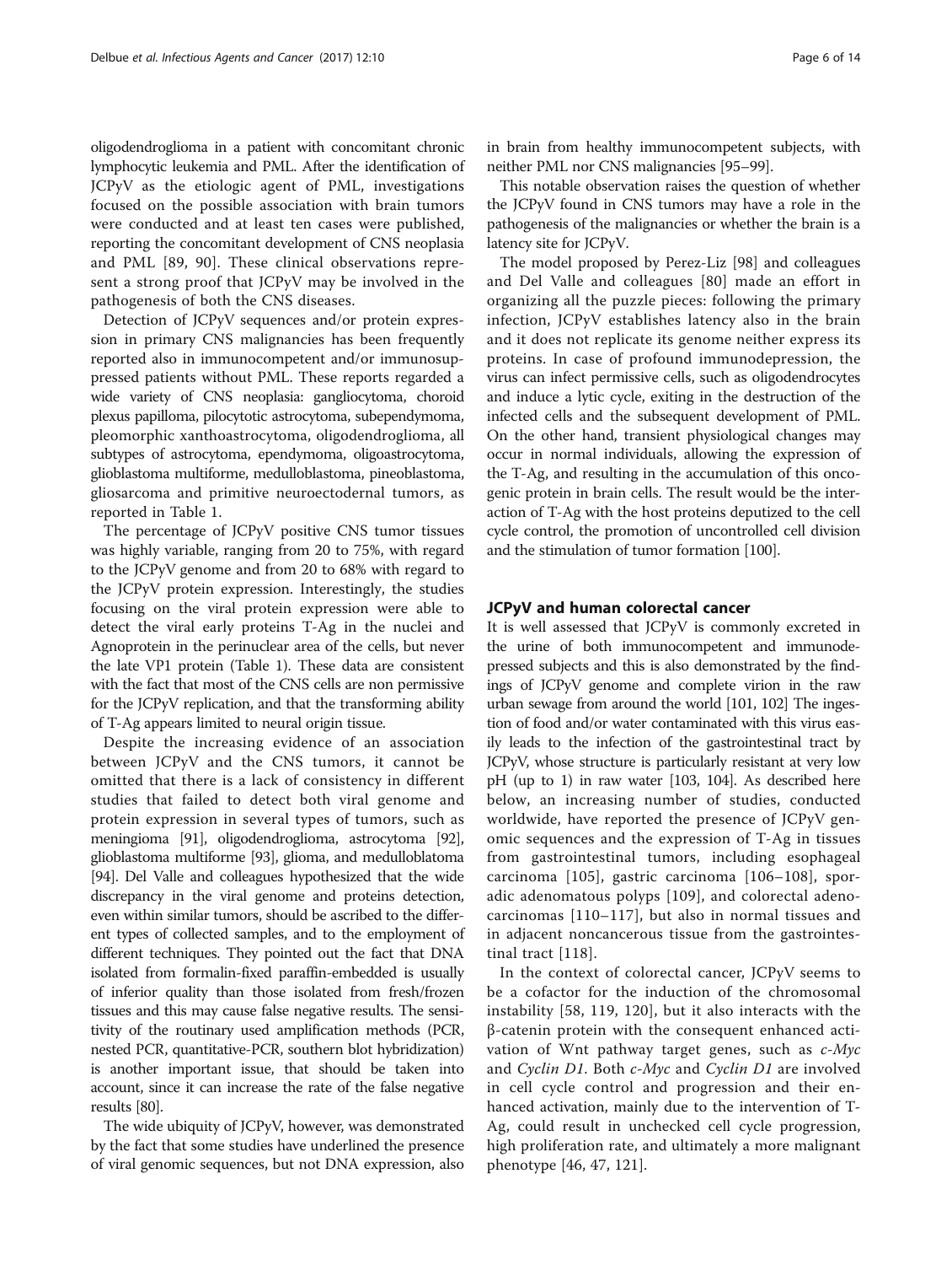oligodendroglioma in a patient with concomitant chronic lymphocytic leukemia and PML. After the identification of JCPyV as the etiologic agent of PML, investigations focused on the possible association with brain tumors were conducted and at least ten cases were published, reporting the concomitant development of CNS neoplasia and PML [89, 90]. These clinical observations represent a strong proof that JCPyV may be involved in the pathogenesis of both the CNS diseases.

Detection of JCPyV sequences and/or protein expression in primary CNS malignancies has been frequently reported also in immunocompetent and/or immunosuppressed patients without PML. These reports regarded a wide variety of CNS neoplasia: gangliocytoma, choroid plexus papilloma, pilocytotic astrocytoma, subependymoma, pleomorphic xanthoastrocytoma, oligodendroglioma, all subtypes of astrocytoma, ependymoma, oligoastrocytoma, glioblastoma multiforme, medulloblastoma, pineoblastoma, gliosarcoma and primitive neuroectodernal tumors, as reported in Table 1.

The percentage of JCPyV positive CNS tumor tissues was highly variable, ranging from 20 to 75%, with regard to the JCPyV genome and from 20 to 68% with regard to the JCPyV protein expression. Interestingly, the studies focusing on the viral protein expression were able to detect the viral early proteins T-Ag in the nuclei and Agnoprotein in the perinuclear area of the cells, but never the late VP1 protein (Table 1). These data are consistent with the fact that most of the CNS cells are non permissive for the JCPyV replication, and that the transforming ability of T-Ag appears limited to neural origin tissue.

Despite the increasing evidence of an association between JCPyV and the CNS tumors, it cannot be omitted that there is a lack of consistency in different studies that failed to detect both viral genome and protein expression in several types of tumors, such as meningioma [91], oligodendroglioma, astrocytoma [92], glioblastoma multiforme [93], glioma, and medulloblatoma [94]. Del Valle and colleagues hypothesized that the wide discrepancy in the viral genome and proteins detection, even within similar tumors, should be ascribed to the different types of collected samples, and to the employment of different techniques. They pointed out the fact that DNA isolated from formalin-fixed paraffin-embedded is usually of inferior quality than those isolated from fresh/frozen tissues and this may cause false negative results. The sensitivity of the routinary used amplification methods (PCR, nested PCR, quantitative-PCR, southern blot hybridization) is another important issue, that should be taken into account, since it can increase the rate of the false negative results [80].

The wide ubiquity of JCPyV, however, was demonstrated by the fact that some studies have underlined the presence of viral genomic sequences, but not DNA expression, also in brain from healthy immunocompetent subjects, with neither PML nor CNS malignancies [95–99].

This notable observation raises the question of whether the JCPyV found in CNS tumors may have a role in the pathogenesis of the malignancies or whether the brain is a latency site for JCPyV.

The model proposed by Perez-Liz [98] and colleagues and Del Valle and colleagues [80] made an effort in organizing all the puzzle pieces: following the primary infection, JCPyV establishes latency also in the brain and it does not replicate its genome neither express its proteins. In case of profound immunodepression, the virus can infect permissive cells, such as oligodendrocytes and induce a lytic cycle, exiting in the destruction of the infected cells and the subsequent development of PML. On the other hand, transient physiological changes may occur in normal individuals, allowing the expression of the T-Ag, and resulting in the accumulation of this oncogenic protein in brain cells. The result would be the interaction of T-Ag with the host proteins deputized to the cell cycle control, the promotion of uncontrolled cell division and the stimulation of tumor formation [100].

## JCPyV and human colorectal cancer

It is well assessed that JCPyV is commonly excreted in the urine of both immunocompetent and immunodepressed subjects and this is also demonstrated by the findings of JCPyV genome and complete virion in the raw urban sewage from around the world [101, 102] The ingestion of food and/or water contaminated with this virus easily leads to the infection of the gastrointestinal tract by JCPyV, whose structure is particularly resistant at very low pH (up to 1) in raw water [103, 104]. As described here below, an increasing number of studies, conducted worldwide, have reported the presence of JCPyV genomic sequences and the expression of T-Ag in tissues from gastrointestinal tumors, including esophageal carcinoma [105], gastric carcinoma [106–108], sporadic adenomatous polyps [109], and colorectal adenocarcinomas [110–117], but also in normal tissues and in adjacent noncancerous tissue from the gastrointestinal tract [118].

In the context of colorectal cancer, JCPyV seems to be a cofactor for the induction of the chromosomal instability [58, 119, 120], but it also interacts with the β-catenin protein with the consequent enhanced activation of Wnt pathway target genes, such as *c-Myc* and *Cyclin D1*. Both *c-Myc* and *Cyclin D1* are involved in cell cycle control and progression and their enhanced activation, mainly due to the intervention of T-Ag, could result in unchecked cell cycle progression, high proliferation rate, and ultimately a more malignant phenotype [46, 47, 121].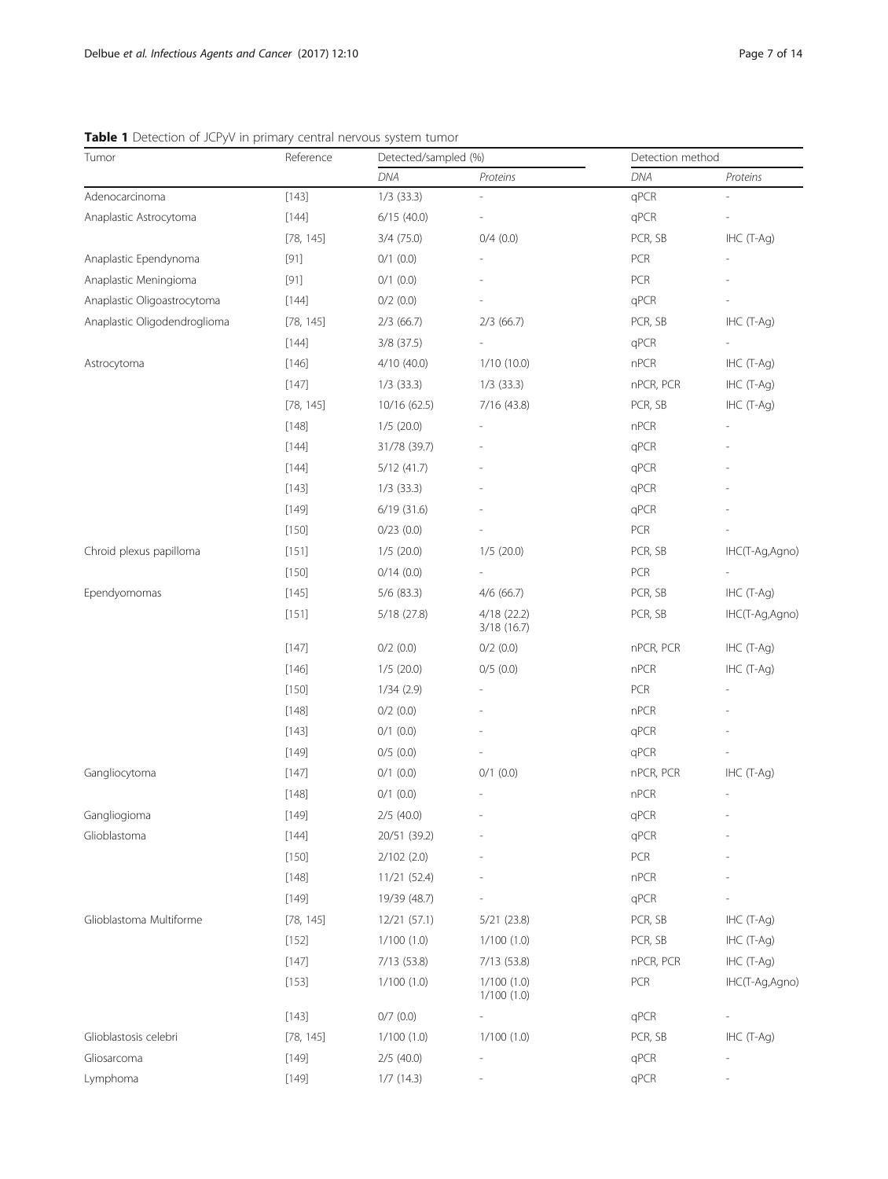**Table 1** Detection of JCPyV in primary central nervous system tumor

| Tumor | Reference | Detected/sampled (%) | | Detection method | |
|---|---|---|---|---|---|
| | | *DNA* | *Proteins* | *DNA* | *Proteins* |
| Adenocarcinoma | [143] | 1/3 (33.3) | - | qPCR | - |
| Anaplastic Astrocytoma | [144] | 6/15 (40.0) | - | qPCR | - |
| | [78, 145] | 3/4 (75.0) | 0/4 (0.0) | PCR, SB | IHC (T-Ag) |
| Anaplastic Ependynoma | [91] | 0/1 (0.0) | - | PCR | - |
| Anaplastic Meningioma | [91] | 0/1 (0.0) | - | PCR | - |
| Anaplastic Oligoastrocytoma | [144] | 0/2 (0.0) | - | qPCR | - |
| Anaplastic Oligodendroglioma | [78, 145] | 2/3 (66.7) | 2/3 (66.7) | PCR, SB | IHC (T-Ag) |
| | [144] | 3/8 (37.5) | - | qPCR | - |
| Astrocytoma | [146] | 4/10 (40.0) | 1/10 (10.0) | nPCR | IHC (T-Ag) |
| | [147] | 1/3 (33.3) | 1/3 (33.3) | nPCR, PCR | IHC (T-Ag) |
| | [78, 145] | 10/16 (62.5) | 7/16 (43.8) | PCR, SB | IHC (T-Ag) |
| | [148] | 1/5 (20.0) | - | nPCR | - |
| | [144] | 31/78 (39.7) | - | qPCR | - |
| | [144] | 5/12 (41.7) | - | qPCR | - |
| | [143] | 1/3 (33.3) | - | qPCR | - |
| | [149] | 6/19 (31.6) | - | qPCR | - |
| | [150] | 0/23 (0.0) | - | PCR | - |
| Chroid plexus papilloma | [151] | 1/5 (20.0) | 1/5 (20.0) | PCR, SB | IHC(T-Ag,Agno) |
| | [150] | 0/14 (0.0) | - | PCR | - |
| Ependyomomas | [145] | 5/6 (83.3) | 4/6 (66.7) | PCR, SB | IHC (T-Ag) |
| | [151] | 5/18 (27.8) | 4/18 (22.2) 3/18 (16.7) | PCR, SB | IHC(T-Ag,Agno) |
| | [147] | 0/2 (0.0) | 0/2 (0.0) | nPCR, PCR | IHC (T-Ag) |
| | [146] | 1/5 (20.0) | 0/5 (0.0) | nPCR | IHC (T-Ag) |
| | [150] | 1/34 (2.9) | - | PCR | - |
| | [148] | 0/2 (0.0) | - | nPCR | - |
| | [143] | 0/1 (0.0) | - | qPCR | - |
| | [149] | 0/5 (0.0) | - | qPCR | - |
| Gangliocytoma | [147] | 0/1 (0.0) | 0/1 (0.0) | nPCR, PCR | IHC (T-Ag) |
| | [148] | 0/1 (0.0) | - | nPCR | - |
| Gangliogioma | [149] | 2/5 (40.0) | - | qPCR | - |
| Glioblastoma | [144] | 20/51 (39.2) | - | qPCR | - |
| | [150] | 2/102 (2.0) | - | PCR | - |
| | [148] | 11/21 (52.4) | - | nPCR | - |
| | [149] | 19/39 (48.7) | - | qPCR | - |
| Glioblastoma Multiforme | [78, 145] | 12/21 (57.1) | 5/21 (23.8) | PCR, SB | IHC (T-Ag) |
| | [152] | 1/100 (1.0) | 1/100 (1.0) | PCR, SB | IHC (T-Ag) |
| | [147] | 7/13 (53.8) | 7/13 (53.8) | nPCR, PCR | IHC (T-Ag) |
| | [153] | 1/100 (1.0) | 1/100 (1.0) 1/100 (1.0) | PCR | IHC(T-Ag,Agno) |
| | [143] | 0/7 (0.0) | - | qPCR | - |
| Glioblastosis celebri | [78, 145] | 1/100 (1.0) | 1/100 (1.0) | PCR, SB | IHC (T-Ag) |
| Gliosarcoma | [149] | 2/5 (40.0) | - | qPCR | - |
| Lymphoma | [149] | 1/7 (14.3) | - | qPCR | - |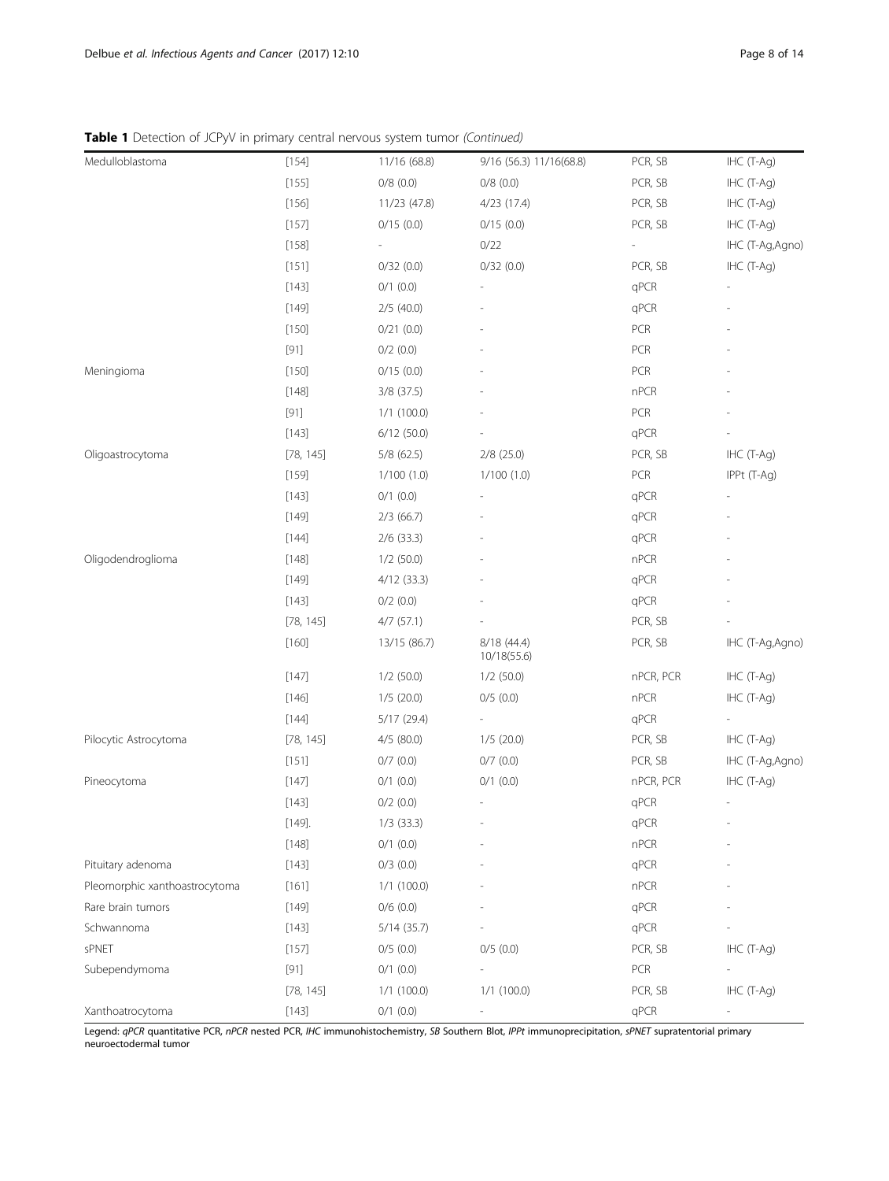**Table 1** Detection of JCPyV in primary central nervous system tumor *(Continued)*

| | | | | | |
|---|---|---|---|---|---|
| Medulloblastoma | [154] | 11/16 (68.8) | 9/16 (56.3) 11/16(68.8) | PCR, SB | IHC (T-Ag) |
| | [155] | 0/8 (0.0) | 0/8 (0.0) | PCR, SB | IHC (T-Ag) |
| | [156] | 11/23 (47.8) | 4/23 (17.4) | PCR, SB | IHC (T-Ag) |
| | [157] | 0/15 (0.0) | 0/15 (0.0) | PCR, SB | IHC (T-Ag) |
| | [158] | - | 0/22 | - | IHC (T-Ag,Agno) |
| | [151] | 0/32 (0.0) | 0/32 (0.0) | PCR, SB | IHC (T-Ag) |
| | [143] | 0/1 (0.0) | - | qPCR | - |
| | [149] | 2/5 (40.0) | - | qPCR | - |
| | [150] | 0/21 (0.0) | - | PCR | - |
| | [91] | 0/2 (0.0) | - | PCR | - |
| Meningioma | [150] | 0/15 (0.0) | - | PCR | - |
| | [148] | 3/8 (37.5) | - | nPCR | - |
| | [91] | 1/1 (100.0) | - | PCR | - |
| | [143] | 6/12 (50.0) | - | qPCR | - |
| Oligoastrocytoma | [78, 145] | 5/8 (62.5) | 2/8 (25.0) | PCR, SB | IHC (T-Ag) |
| | [159] | 1/100 (1.0) | 1/100 (1.0) | PCR | IPPt (T-Ag) |
| | [143] | 0/1 (0.0) | - | qPCR | - |
| | [149] | 2/3 (66.7) | - | qPCR | - |
| | [144] | 2/6 (33.3) | - | qPCR | - |
| Oligodendroglioma | [148] | 1/2 (50.0) | - | nPCR | - |
| | [149] | 4/12 (33.3) | - | qPCR | - |
| | [143] | 0/2 (0.0) | - | qPCR | - |
| | [78, 145] | 4/7 (57.1) | - | PCR, SB | - |
| | [160] | 13/15 (86.7) | 8/18 (44.4) 10/18(55.6) | PCR, SB | IHC (T-Ag,Agno) |
| | [147] | 1/2 (50.0) | 1/2 (50.0) | nPCR, PCR | IHC (T-Ag) |
| | [146] | 1/5 (20.0) | 0/5 (0.0) | nPCR | IHC (T-Ag) |
| | [144] | 5/17 (29.4) | - | qPCR | - |
| Pilocytic Astrocytoma | [78, 145] | 4/5 (80.0) | 1/5 (20.0) | PCR, SB | IHC (T-Ag) |
| | [151] | 0/7 (0.0) | 0/7 (0.0) | PCR, SB | IHC (T-Ag,Agno) |
| Pineocytoma | [147] | 0/1 (0.0) | 0/1 (0.0) | nPCR, PCR | IHC (T-Ag) |
| | [143] | 0/2 (0.0) | - | qPCR | - |
| | [149]. | 1/3 (33.3) | - | qPCR | - |
| | [148] | 0/1 (0.0) | - | nPCR | - |
| Pituitary adenoma | [143] | 0/3 (0.0) | - | qPCR | - |
| Pleomorphic xanthoastrocytoma | [161] | 1/1 (100.0) | - | nPCR | - |
| Rare brain tumors | [149] | 0/6 (0.0) | - | qPCR | - |
| Schwannoma | [143] | 5/14 (35.7) | - | qPCR | - |
| sPNET | [157] | 0/5 (0.0) | 0/5 (0.0) | PCR, SB | IHC (T-Ag) |
| Subependymoma | [91] | 0/1 (0.0) | - | PCR | - |
| | [78, 145] | 1/1 (100.0) | 1/1 (100.0) | PCR, SB | IHC (T-Ag) |
| Xanthoatrocytoma | [143] | 0/1 (0.0) | - | qPCR | - |

Legend: *qPCR* quantitative PCR, *nPCR* nested PCR, *IHC* immunohistochemistry, *SB* Southern Blot, *IPPt* immunoprecipitation, *sPNET* supratentorial primary neuroectodermal tumor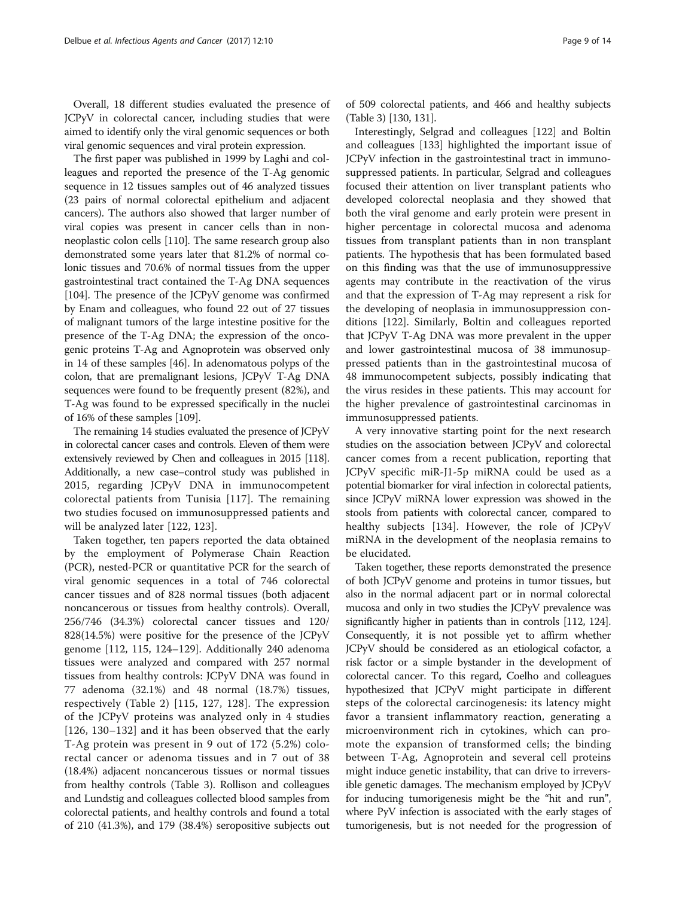Overall, 18 different studies evaluated the presence of JCPyV in colorectal cancer, including studies that were aimed to identify only the viral genomic sequences or both viral genomic sequences and viral protein expression.

The first paper was published in 1999 by Laghi and colleagues and reported the presence of the T-Ag genomic sequence in 12 tissues samples out of 46 analyzed tissues (23 pairs of normal colorectal epithelium and adjacent cancers). The authors also showed that larger number of viral copies was present in cancer cells than in non-neoplastic colon cells [110]. The same research group also demonstrated some years later that 81.2% of normal colonic tissues and 70.6% of normal tissues from the upper gastrointestinal tract contained the T-Ag DNA sequences [104]. The presence of the JCPyV genome was confirmed by Enam and colleagues, who found 22 out of 27 tissues of malignant tumors of the large intestine positive for the presence of the T-Ag DNA; the expression of the oncogenic proteins T-Ag and Agnoprotein was observed only in 14 of these samples [46]. In adenomatous polyps of the colon, that are premalignant lesions, JCPyV T-Ag DNA sequences were found to be frequently present (82%), and T-Ag was found to be expressed specifically in the nuclei of 16% of these samples [109].

The remaining 14 studies evaluated the presence of JCPyV in colorectal cancer cases and controls. Eleven of them were extensively reviewed by Chen and colleagues in 2015 [118]. Additionally, a new case–control study was published in 2015, regarding JCPyV DNA in immunocompetent colorectal patients from Tunisia [117]. The remaining two studies focused on immunosuppressed patients and will be analyzed later [122, 123].

Taken together, ten papers reported the data obtained by the employment of Polymerase Chain Reaction (PCR), nested-PCR or quantitative PCR for the search of viral genomic sequences in a total of 746 colorectal cancer tissues and of 828 normal tissues (both adjacent noncancerous or tissues from healthy controls). Overall, 256/746 (34.3%) colorectal cancer tissues and 120/828(14.5%) were positive for the presence of the JCPyV genome [112, 115, 124–129]. Additionally 240 adenoma tissues were analyzed and compared with 257 normal tissues from healthy controls: JCPyV DNA was found in 77 adenoma (32.1%) and 48 normal (18.7%) tissues, respectively (Table 2) [115, 127, 128]. The expression of the JCPyV proteins was analyzed only in 4 studies [126, 130–132] and it has been observed that the early T-Ag protein was present in 9 out of 172 (5.2%) colorectal cancer or adenoma tissues and in 7 out of 38 (18.4%) adjacent noncancerous tissues or normal tissues from healthy controls (Table 3). Rollison and colleagues and Lundstig and colleagues collected blood samples from colorectal patients, and healthy controls and found a total of 210 (41.3%), and 179 (38.4%) seropositive subjects out of 509 colorectal patients, and 466 and healthy subjects (Table 3) [130, 131].

Interestingly, Selgrad and colleagues [122] and Boltin and colleagues [133] highlighted the important issue of JCPyV infection in the gastrointestinal tract in immunosuppressed patients. In particular, Selgrad and colleagues focused their attention on liver transplant patients who developed colorectal neoplasia and they showed that both the viral genome and early protein were present in higher percentage in colorectal mucosa and adenoma tissues from transplant patients than in non transplant patients. The hypothesis that has been formulated based on this finding was that the use of immunosuppressive agents may contribute in the reactivation of the virus and that the expression of T-Ag may represent a risk for the developing of neoplasia in immunosuppression conditions [122]. Similarly, Boltin and colleagues reported that JCPyV T-Ag DNA was more prevalent in the upper and lower gastrointestinal mucosa of 38 immunosuppressed patients than in the gastrointestinal mucosa of 48 immunocompetent subjects, possibly indicating that the virus resides in these patients. This may account for the higher prevalence of gastrointestinal carcinomas in immunosuppressed patients.

A very innovative starting point for the next research studies on the association between JCPyV and colorectal cancer comes from a recent publication, reporting that JCPyV specific miR-J1-5p miRNA could be used as a potential biomarker for viral infection in colorectal patients, since JCPyV miRNA lower expression was showed in the stools from patients with colorectal cancer, compared to healthy subjects [134]. However, the role of JCPyV miRNA in the development of the neoplasia remains to be elucidated.

Taken together, these reports demonstrated the presence of both JCPyV genome and proteins in tumor tissues, but also in the normal adjacent part or in normal colorectal mucosa and only in two studies the JCPyV prevalence was significantly higher in patients than in controls [112, 124]. Consequently, it is not possible yet to affirm whether JCPyV should be considered as an etiological cofactor, a risk factor or a simple bystander in the development of colorectal cancer. To this regard, Coelho and colleagues hypothesized that JCPyV might participate in different steps of the colorectal carcinogenesis: its latency might favor a transient inflammatory reaction, generating a microenvironment rich in cytokines, which can promote the expansion of transformed cells; the binding between T-Ag, Agnoprotein and several cell proteins might induce genetic instability, that can drive to irreversible genetic damages. The mechanism employed by JCPyV for inducing tumorigenesis might be the "hit and run", where PyV infection is associated with the early stages of tumorigenesis, but is not needed for the progression of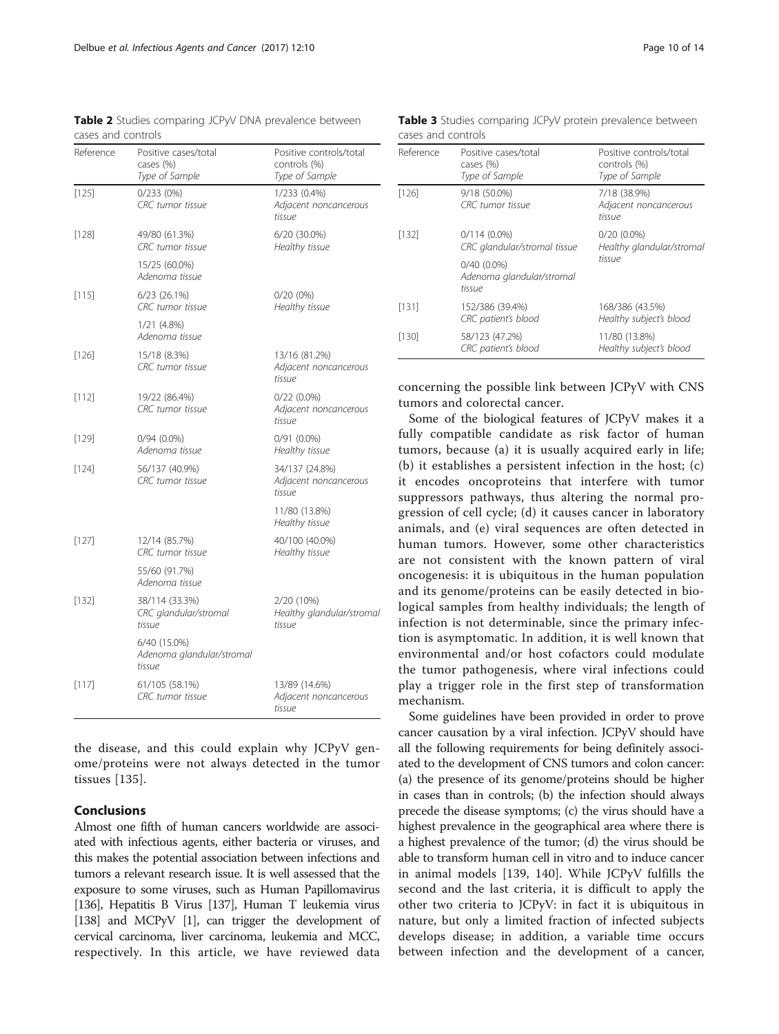**Table 2** Studies comparing JCPyV DNA prevalence between cases and controls

| Reference | Positive cases/total cases (%) *Type of Sample* | Positive controls/total controls (%) *Type of Sample* |
|---|---|---|
| [125] | 0/233 (0%) *CRC tumor tissue* | 1/233 (0.4%) *Adjacent noncancerous tissue* |
| [128] | 49/80 (61.3%) *CRC tumor tissue* | 6/20 (30.0%) *Healthy tissue* |
| | 15/25 (60.0%) *Adenoma tissue* | |
| [115] | 6/23 (26.1%) *CRC tumor tissue* | 0/20 (0%) *Healthy tissue* |
| | 1/21 (4.8%) *Adenoma tissue* | |
| [126] | 15/18 (8.3%) *CRC tumor tissue* | 13/16 (81.2%) *Adjacent noncancerous tissue* |
| [112] | 19/22 (86.4%) *CRC tumor tissue* | 0/22 (0.0%) *Adjacent noncancerous tissue* |
| [129] | 0/94 (0.0%) *Adenoma tissue* | 0/91 (0.0%) *Healthy tissue* |
| [124] | 56/137 (40.9%) *CRC tumor tissue* | 34/137 (24.8%) *Adjacent noncancerous tissue* |
| | | 11/80 (13.8%) *Healthy tissue* |
| [127] | 12/14 (85.7%) *CRC tumor tissue* | 40/100 (40.0%) *Healthy tissue* |
| | 55/60 (91.7%) *Adenoma tissue* | |
| [132] | 38/114 (33.3%) *CRC glandular/stromal tissue* | 2/20 (10%) *Healthy glandular/stromal tissue* |
| | 6/40 (15.0%) *Adenoma glandular/stromal tissue* | |
| [117] | 61/105 (58.1%) *CRC tumor tissue* | 13/89 (14.6%) *Adjacent noncancerous tissue* |

the disease, and this could explain why JCPyV genome/proteins were not always detected in the tumor tissues [135].

## Conclusions

Almost one fifth of human cancers worldwide are associated with infectious agents, either bacteria or viruses, and this makes the potential association between infections and tumors a relevant research issue. It is well assessed that the exposure to some viruses, such as Human Papillomavirus [136], Hepatitis B Virus [137], Human T leukemia virus [138] and MCPyV [1], can trigger the development of cervical carcinoma, liver carcinoma, leukemia and MCC, respectively. In this article, we have reviewed data

**Table 3** Studies comparing JCPyV protein prevalence between cases and controls

| Reference | Positive cases/total cases (%) *Type of Sample* | Positive controls/total controls (%) *Type of Sample* |
|---|---|---|
| [126] | 9/18 (50.0%) *CRC tumor tissue* | 7/18 (38.9%) *Adjacent noncancerous tissue* |
| [132] | 0/114 (0.0%) *CRC glandular/stromal tissue* | 0/20 (0.0%) *Healthy glandular/stromal tissue* |
| | 0/40 (0.0%) *Adenoma glandular/stromal tissue* | |
| [131] | 152/386 (39.4%) *CRC patient's blood* | 168/386 (43.5%) *Healthy subject's blood* |
| [130] | 58/123 (47.2%) *CRC patient's blood* | 11/80 (13.8%) *Healthy subject's blood* |

concerning the possible link between JCPyV with CNS tumors and colorectal cancer.

Some of the biological features of JCPyV makes it a fully compatible candidate as risk factor of human tumors, because (a) it is usually acquired early in life; (b) it establishes a persistent infection in the host; (c) it encodes oncoproteins that interfere with tumor suppressors pathways, thus altering the normal progression of cell cycle; (d) it causes cancer in laboratory animals, and (e) viral sequences are often detected in human tumors. However, some other characteristics are not consistent with the known pattern of viral oncogenesis: it is ubiquitous in the human population and its genome/proteins can be easily detected in biological samples from healthy individuals; the length of infection is not determinable, since the primary infection is asymptomatic. In addition, it is well known that environmental and/or host cofactors could modulate the tumor pathogenesis, where viral infections could play a trigger role in the first step of transformation mechanism.

Some guidelines have been provided in order to prove cancer causation by a viral infection. JCPyV should have all the following requirements for being definitely associated to the development of CNS tumors and colon cancer: (a) the presence of its genome/proteins should be higher in cases than in controls; (b) the infection should always precede the disease symptoms; (c) the virus should have a highest prevalence in the geographical area where there is a highest prevalence of the tumor; (d) the virus should be able to transform human cell in vitro and to induce cancer in animal models [139, 140]. While JCPyV fulfills the second and the last criteria, it is difficult to apply the other two criteria to JCPyV: in fact it is ubiquitous in nature, but only a limited fraction of infected subjects develops disease; in addition, a variable time occurs between infection and the development of a cancer,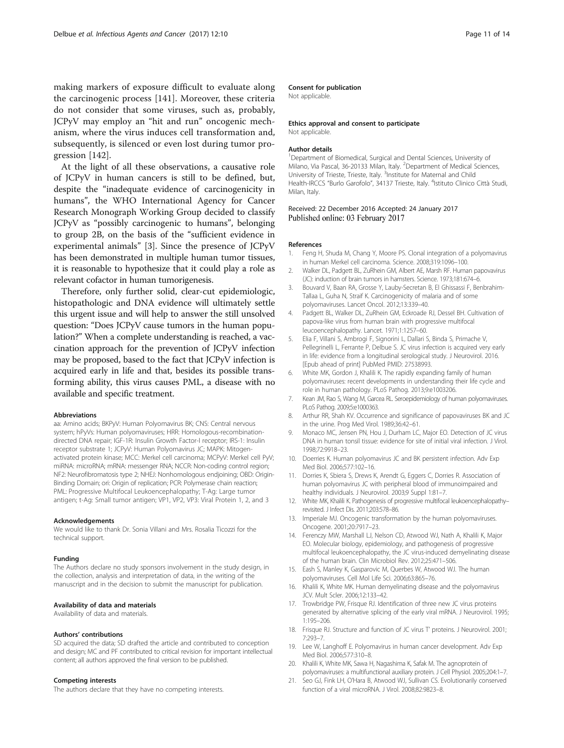making markers of exposure difficult to evaluate along the carcinogenic process [141]. Moreover, these criteria do not consider that some viruses, such as, probably, JCPyV may employ an "hit and run" oncogenic mechanism, where the virus induces cell transformation and, subsequently, is silenced or even lost during tumor progression [142].

At the light of all these observations, a causative role of JCPyV in human cancers is still to be defined, but, despite the "inadequate evidence of carcinogenicity in humans", the WHO International Agency for Cancer Research Monograph Working Group decided to classify JCPyV as "possibly carcinogenic to humans", belonging to group 2B, on the basis of the "sufficient evidence in experimental animals" [3]. Since the presence of JCPyV has been demonstrated in multiple human tumor tissues, it is reasonable to hypothesize that it could play a role as relevant cofactor in human tumorigenesis.

Therefore, only further solid, clear-cut epidemiologic, histopathologic and DNA evidence will ultimately settle this urgent issue and will help to answer the still unsolved question: "Does JCPyV cause tumors in the human population?" When a complete understanding is reached, a vaccination approach for the prevention of JCPyV infection may be proposed, based to the fact that JCPyV infection is acquired early in life and that, besides its possible transforming ability, this virus causes PML, a disease with no available and specific treatment.

#### Abbreviations

aa: Amino acids; BKPyV: Human Polyomavirus BK; CNS: Central nervous system; hPyVs: Human polyomaviruses; HRR: Homologous-recombination-directed DNA repair; IGF-1R: Insulin Growth Factor-I receptor; IRS-1: Insulin receptor substrate 1; JCPyV: Human Polyomavirus JC; MAPK: Mitogen-activated protein kinase; MCC: Merkel cell carcinoma; MCPyV: Merkel cell PyV; miRNA: microRNA; mRNA: messenger RNA; NCCR: Non-coding control region; NF2: Neurofibromatosis type 2; NHEJ: Nonhomologous endjoining; OBD: Origin-Binding Domain; ori: Origin of replication; PCR: Polymerase chain reaction; PML: Progressive Multifocal Leukoencephalopathy; T-Ag: Large tumor antigen; t-Ag: Small tumor antigen; VP1, VP2, VP3: Viral Protein 1, 2, and 3

#### Acknowledgements

We would like to thank Dr. Sonia Villani and Mrs. Rosalia Ticozzi for the technical support.

#### Funding

The Authors declare no study sponsors involvement in the study design, in the collection, analysis and interpretation of data, in the writing of the manuscript and in the decision to submit the manuscript for publication.

#### Availability of data and materials

Availability of data and materials.

#### Authors' contributions

SD acquired the data; SD drafted the article and contributed to conception and design; MC and PF contributed to critical revision for important intellectual content; all authors approved the final version to be published.

#### Competing interests

The authors declare that they have no competing interests.

#### Consent for publication

Not applicable.

#### Ethics approval and consent to participate

Not applicable.

#### Author details

[1]Department of Biomedical, Surgical and Dental Sciences, University of Milano, Via Pascal, 36-20133 Milan, Italy. [2]Department of Medical Sciences, University of Trieste, Trieste, Italy. [3]Institute for Maternal and Child Health-IRCCS "Burlo Garofolo", 34137 Trieste, Italy. [4]Istituto Clinico Città Studi, Milan, Italy.

Received: 22 December 2016 Accepted: 24 January 2017
Published online: 03 February 2017

#### References

1. Feng H, Shuda M, Chang Y, Moore PS. Clonal integration of a polyomavirus in human Merkel cell carcinoma. Science. 2008;319:1096–100.
2. Walker DL, Padgett BL, ZuRhein GM, Albert AE, Marsh RF. Human papovavirus (JC): induction of brain tumors in hamsters. Science. 1973;181:674–6.
3. Bouvard V, Baan RA, Grosse Y, Lauby-Secretan B, El Ghissassi F, Benbrahim-Tallaa L, Guha N, Straif K. Carcinogenicity of malaria and of some polyomaviruses. Lancet Oncol. 2012;13:339–40.
4. Padgett BL, Walker DL, ZuRhein GM, Eckroade RJ, Dessel BH. Cultivation of papova-like virus from human brain with progressive multifocal leucoencephalopathy. Lancet. 1971;1:1257–60.
5. Elia F, Villani S, Ambrogi F, Signorini L, Dallari S, Binda S, Primache V, Pellegrinelli L, Ferrante P, Delbue S. JC virus infection is acquired very early in life: evidence from a longitudinal serological study. J Neurovirol. 2016. [Epub ahead of print] PubMed PMID: 27538993.
6. White MK, Gordon J, Khalili K. The rapidly expanding family of human polyomaviruses: recent developments in understanding their life cycle and role in human pathology. PLoS Pathog. 2013;9:e1003206.
7. Kean JM, Rao S, Wang M, Garcea RL. Seroepidemiology of human polyomaviruses. PLoS Pathog. 2009;5:e1000363.
8. Arthur RR, Shah KV. Occurrence and significance of papovaviruses BK and JC in the urine. Prog Med Virol. 1989;36:42–61.
9. Monaco MC, Jensen PN, Hou J, Durham LC, Major EO. Detection of JC virus DNA in human tonsil tissue: evidence for site of initial viral infection. J Virol. 1998;72:9918–23.
10. Doerries K. Human polyomavirus JC and BK persistent infection. Adv Exp Med Biol. 2006;577:102–16.
11. Dorries K, Sbiera S, Drews K, Arendt G, Eggers C, Dorries R. Association of human polyomavirus JC with peripheral blood of immunoimpaired and healthy individuals. J Neurovirol. 2003;9 Suppl 1:81–7.
12. White MK, Khalili K. Pathogenesis of progressive multifocal leukoencephalopathy–revisited. J Infect Dis. 2011;203:578–86.
13. Imperiale MJ. Oncogenic transformation by the human polyomaviruses. Oncogene. 2001;20:7917–23.
14. Ferenczy MW, Marshall LJ, Nelson CD, Atwood WJ, Nath A, Khalili K, Major EO. Molecular biology, epidemiology, and pathogenesis of progressive multifocal leukoencephalopathy, the JC virus-induced demyelinating disease of the human brain. Clin Microbiol Rev. 2012;25:471–506.
15. Eash S, Manley K, Gasparovic M, Querbes W, Atwood WJ. The human polyomaviruses. Cell Mol Life Sci. 2006;63:865–76.
16. Khalili K, White MK. Human demyelinating disease and the polyomavirus JCV. Mult Scler. 2006;12:133–42.
17. Trowbridge PW, Frisque RJ. Identification of three new JC virus proteins generated by alternative splicing of the early viral mRNA. J Neurovirol. 1995; 1:195–206.
18. Frisque RJ. Structure and function of JC virus T' proteins. J Neurovirol. 2001; 7:293–7.
19. Lee W, Langhoff E. Polyomavirus in human cancer development. Adv Exp Med Biol. 2006;577:310–8.
20. Khalili K, White MK, Sawa H, Nagashima K, Safak M. The agnoprotein of polyomaviruses: a multifunctional auxiliary protein. J Cell Physiol. 2005;204:1–7.
21. Seo GJ, Fink LH, O'Hara B, Atwood WJ, Sullivan CS. Evolutionarily conserved function of a viral microRNA. J Virol. 2008;82:9823–8.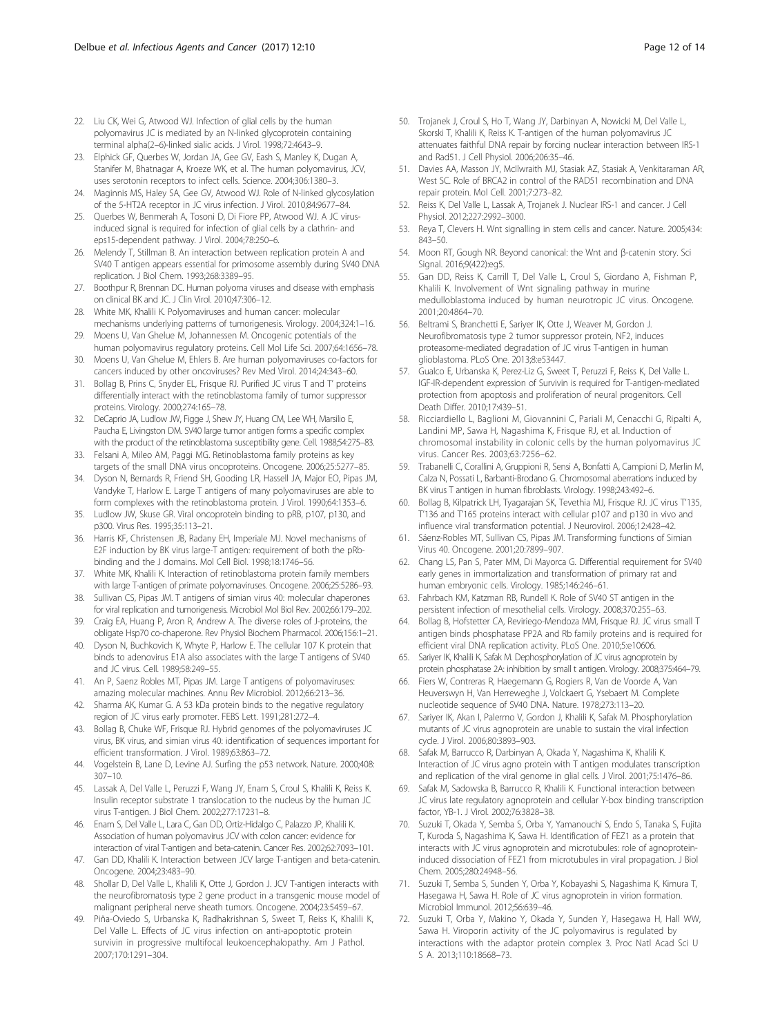22. Liu CK, Wei G, Atwood WJ. Infection of glial cells by the human polyomavirus JC is mediated by an N-linked glycoprotein containing terminal alpha(2–6)-linked sialic acids. J Virol. 1998;72:4643–9.
23. Elphick GF, Querbes W, Jordan JA, Gee GV, Eash S, Manley K, Dugan A, Stanifer M, Bhatnagar A, Kroeze WK, et al. The human polyomavirus, JCV, uses serotonin receptors to infect cells. Science. 2004;306:1380–3.
24. Maginnis MS, Haley SA, Gee GV, Atwood WJ. Role of N-linked glycosylation of the 5-HT2A receptor in JC virus infection. J Virol. 2010;84:9677–84.
25. Querbes W, Benmerah A, Tosoni D, Di Fiore PP, Atwood WJ. A JC virus-induced signal is required for infection of glial cells by a clathrin- and eps15-dependent pathway. J Virol. 2004;78:250–6.
26. Melendy T, Stillman B. An interaction between replication protein A and SV40 T antigen appears essential for primosome assembly during SV40 DNA replication. J Biol Chem. 1993;268:3389–95.
27. Boothpur R, Brennan DC. Human polyoma viruses and disease with emphasis on clinical BK and JC. J Clin Virol. 2010;47:306–12.
28. White MK, Khalili K. Polyomaviruses and human cancer: molecular mechanisms underlying patterns of tumorigenesis. Virology. 2004;324:1–16.
29. Moens U, Van Ghelue M, Johannessen M. Oncogenic potentials of the human polyomavirus regulatory proteins. Cell Mol Life Sci. 2007;64:1656–78.
30. Moens U, Van Ghelue M, Ehlers B. Are human polyomaviruses co-factors for cancers induced by other oncoviruses? Rev Med Virol. 2014;24:343–60.
31. Bollag B, Prins C, Snyder EL, Frisque RJ. Purified JC virus T and T' proteins differentially interact with the retinoblastoma family of tumor suppressor proteins. Virology. 2000;274:165–78.
32. DeCaprio JA, Ludlow JW, Figge J, Shew JY, Huang CM, Lee WH, Marsilio E, Paucha E, Livingston DM. SV40 large tumor antigen forms a specific complex with the product of the retinoblastoma susceptibility gene. Cell. 1988;54:275–83.
33. Felsani A, Mileo AM, Paggi MG. Retinoblastoma family proteins as key targets of the small DNA virus oncoproteins. Oncogene. 2006;25:5277–85.
34. Dyson N, Bernards R, Friend SH, Gooding LR, Hassell JA, Major EO, Pipas JM, Vandyke T, Harlow E. Large T antigens of many polyomaviruses are able to form complexes with the retinoblastoma protein. J Virol. 1990;64:1353–6.
35. Ludlow JW, Skuse GR. Viral oncoprotein binding to pRB, p107, p130, and p300. Virus Res. 1995;35:113–21.
36. Harris KF, Christensen JB, Radany EH, Imperiale MJ. Novel mechanisms of E2F induction by BK virus large-T antigen: requirement of both the pRb-binding and the J domains. Mol Cell Biol. 1998;18:1746–56.
37. White MK, Khalili K. Interaction of retinoblastoma protein family members with large T-antigen of primate polyomaviruses. Oncogene. 2006;25:5286–93.
38. Sullivan CS, Pipas JM. T antigens of simian virus 40: molecular chaperones for viral replication and tumorigenesis. Microbiol Mol Biol Rev. 2002;66:179–202.
39. Craig EA, Huang P, Aron R, Andrew A. The diverse roles of J-proteins, the obligate Hsp70 co-chaperone. Rev Physiol Biochem Pharmacol. 2006;156:1–21.
40. Dyson N, Buchkovich K, Whyte P, Harlow E. The cellular 107 K protein that binds to adenovirus E1A also associates with the large T antigens of SV40 and JC virus. Cell. 1989;58:249–55.
41. An P, Saenz Robles MT, Pipas JM. Large T antigens of polyomaviruses: amazing molecular machines. Annu Rev Microbiol. 2012;66:213–36.
42. Sharma AK, Kumar G. A 53 kDa protein binds to the negative regulatory region of JC virus early promoter. FEBS Lett. 1991;281:272–4.
43. Bollag B, Chuke WF, Frisque RJ. Hybrid genomes of the polyomaviruses JC virus, BK virus, and simian virus 40: identification of sequences important for efficient transformation. J Virol. 1989;63:863–72.
44. Vogelstein B, Lane D, Levine AJ. Surfing the p53 network. Nature. 2000;408:307–10.
45. Lassak A, Del Valle L, Peruzzi F, Wang JY, Enam S, Croul S, Khalili K, Reiss K. Insulin receptor substrate 1 translocation to the nucleus by the human JC virus T-antigen. J Biol Chem. 2002;277:17231–8.
46. Enam S, Del Valle L, Lara C, Gan DD, Ortiz-Hidalgo C, Palazzo JP, Khalili K. Association of human polyomavirus JCV with colon cancer: evidence for interaction of viral T-antigen and beta-catenin. Cancer Res. 2002;62:7093–101.
47. Gan DD, Khalili K. Interaction between JCV large T-antigen and beta-catenin. Oncogene. 2004;23:483–90.
48. Shollar D, Del Valle L, Khalili K, Otte J, Gordon J. JCV T-antigen interacts with the neurofibromatosis type 2 gene product in a transgenic mouse model of malignant peripheral nerve sheath tumors. Oncogene. 2004;23:5459–67.
49. Piña-Oviedo S, Urbanska K, Radhakrishnan S, Sweet T, Reiss K, Khalili K, Del Valle L. Effects of JC virus infection on anti-apoptotic protein survivin in progressive multifocal leukoencephalopathy. Am J Pathol. 2007;170:1291–304.
50. Trojanek J, Croul S, Ho T, Wang JY, Darbinyan A, Nowicki M, Del Valle L, Skorski T, Khalili K, Reiss K. T-antigen of the human polyomavirus JC attenuates faithful DNA repair by forcing nuclear interaction between IRS-1 and Rad51. J Cell Physiol. 2006;206:35–46.
51. Davies AA, Masson JY, McIlwraith MJ, Stasiak AZ, Stasiak A, Venkitaraman AR, West SC. Role of BRCA2 in control of the RAD51 recombination and DNA repair protein. Mol Cell. 2001;7:273–82.
52. Reiss K, Del Valle L, Lassak A, Trojanek J. Nuclear IRS-1 and cancer. J Cell Physiol. 2012;227:2992–3000.
53. Reya T, Clevers H. Wnt signalling in stem cells and cancer. Nature. 2005;434:843–50.
54. Moon RT, Gough NR. Beyond canonical: the Wnt and β-catenin story. Sci Signal. 2016;9(422):eg5.
55. Gan DD, Reiss K, Carrill T, Del Valle L, Croul S, Giordano A, Fishman P, Khalili K. Involvement of Wnt signaling pathway in murine medulloblastoma induced by human neurotropic JC virus. Oncogene. 2001;20:4864–70.
56. Beltrami S, Branchetti E, Sariyer IK, Otte J, Weaver M, Gordon J. Neurofibromatosis type 2 tumor suppressor protein, NF2, induces proteasome-mediated degradation of JC virus T-antigen in human glioblastoma. PLoS One. 2013;8:e53447.
57. Gualco E, Urbanska K, Perez-Liz G, Sweet T, Peruzzi F, Reiss K, Del Valle L. IGF-IR-dependent expression of Survivin is required for T-antigen-mediated protection from apoptosis and proliferation of neural progenitors. Cell Death Differ. 2010;17:439–51.
58. Ricciardiello L, Baglioni M, Giovannini C, Pariali M, Cenacchi G, Ripalti A, Landini MP, Sawa H, Nagashima K, Frisque RJ, et al. Induction of chromosomal instability in colonic cells by the human polyomavirus JC virus. Cancer Res. 2003;63:7256–62.
59. Trabanelli C, Corallini A, Gruppioni R, Sensi A, Bonfatti A, Campioni D, Merlin M, Calza N, Possati L, Barbanti-Brodano G. Chromosomal aberrations induced by BK virus T antigen in human fibroblasts. Virology. 1998;243:492–6.
60. Bollag B, Kilpatrick LH, Tyagarajan SK, Tevethia MJ, Frisque RJ. JC virus T'135, T'136 and T'165 proteins interact with cellular p107 and p130 in vivo and influence viral transformation potential. J Neurovirol. 2006;12:428–42.
61. Sáenz-Robles MT, Sullivan CS, Pipas JM. Transforming functions of Simian Virus 40. Oncogene. 2001;20:7899–907.
62. Chang LS, Pan S, Pater MM, Di Mayorca G. Differential requirement for SV40 early genes in immortalization and transformation of primary rat and human embryonic cells. Virology. 1985;146:246–61.
63. Fahrbach KM, Katzman RB, Rundell K. Role of SV40 ST antigen in the persistent infection of mesothelial cells. Virology. 2008;370:255–63.
64. Bollag B, Hofstetter CA, Reviriego-Mendoza MM, Frisque RJ. JC virus small T antigen binds phosphatase PP2A and Rb family proteins and is required for efficient viral DNA replication activity. PLoS One. 2010;5:e10606.
65. Sariyer IK, Khalili K, Safak M. Dephosphorylation of JC virus agnoprotein by protein phosphatase 2A: inhibition by small t antigen. Virology. 2008;375:464–79.
66. Fiers W, Contreras R, Haegemann G, Rogiers R, Van de Voorde A, Van Heuverswyn H, Van Herreweghe J, Volckaert G, Ysebaert M. Complete nucleotide sequence of SV40 DNA. Nature. 1978;273:113–20.
67. Sariyer IK, Akan I, Palermo V, Gordon J, Khalili K, Safak M. Phosphorylation mutants of JC virus agnoprotein are unable to sustain the viral infection cycle. J Virol. 2006;80:3893–903.
68. Safak M, Barrucco R, Darbinyan A, Okada Y, Nagashima K, Khalili K. Interaction of JC virus agno protein with T antigen modulates transcription and replication of the viral genome in glial cells. J Virol. 2001;75:1476–86.
69. Safak M, Sadowska B, Barrucco R, Khalili K. Functional interaction between JC virus late regulatory agnoprotein and cellular Y-box binding transcription factor, YB-1. J Virol. 2002;76:3828–38.
70. Suzuki T, Okada Y, Semba S, Orba Y, Yamanouchi S, Endo S, Tanaka S, Fujita T, Kuroda S, Nagashima K, Sawa H. Identification of FEZ1 as a protein that interacts with JC virus agnoprotein and microtubules: role of agnoprotein-induced dissociation of FEZ1 from microtubules in viral propagation. J Biol Chem. 2005;280:24948–56.
71. Suzuki T, Semba S, Sunden Y, Orba Y, Kobayashi S, Nagashima K, Kimura T, Hasegawa H, Sawa H. Role of JC virus agnoprotein in virion formation. Microbiol Immunol. 2012;56:639–46.
72. Suzuki T, Orba Y, Makino Y, Okada Y, Sunden Y, Hasegawa H, Hall WW, Sawa H. Viroporin activity of the JC polyomavirus is regulated by interactions with the adaptor protein complex 3. Proc Natl Acad Sci U S A. 2013;110:18668–73.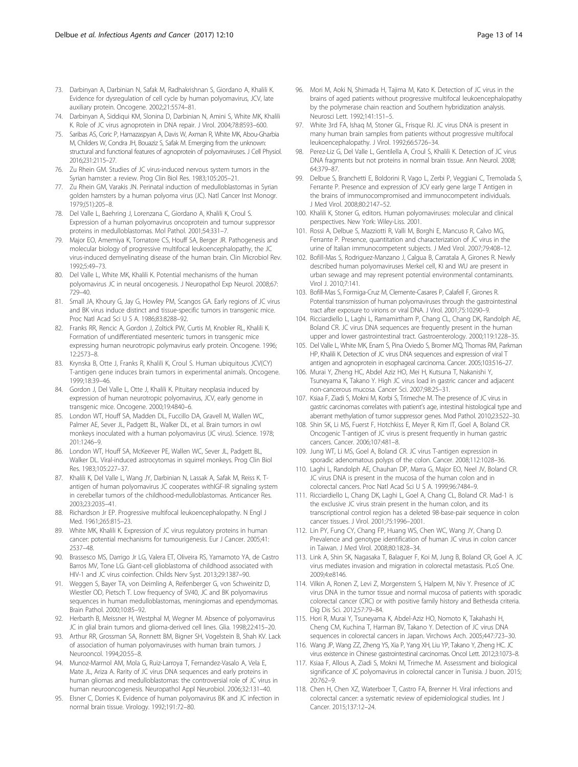73. Darbinyan A, Darbinian N, Safak M, Radhakrishnan S, Giordano A, Khalili K. Evidence for dysregulation of cell cycle by human polyomavirus, JCV, late auxiliary protein. Oncogene. 2002;21:5574–81.
74. Darbinyan A, Siddiqui KM, Slonina D, Darbinian N, Amini S, White MK, Khalili K. Role of JC virus agnoprotein in DNA repair. J Virol. 2004;78:8593–600.
75. Saribas AS, Coric P, Hamazaspyan A, Davis W, Axman R, White MK, Abou-Gharbia M, Childers W, Condra JH, Bouaziz S, Safak M. Emerging from the unknown: structural and functional features of agnoprotein of polyomaviruses. J Cell Physiol. 2016;231:2115–27.
76. Zu Rhein GM. Studies of JC virus-induced nervous system tumors in the Syrian hamster: a review. Prog Clin Biol Res. 1983;105:205–21.
77. Zu Rhein GM, Varakis JN. Perinatal induction of medulloblastomas in Syrian golden hamsters by a human polyoma virus (JC). Natl Cancer Inst Monogr. 1979;(51):205–8.
78. Del Valle L, Baehring J, Lorenzana C, Giordano A, Khalili K, Croul S. Expression of a human polyomavirus oncoprotein and tumour suppressor proteins in medulloblastomas. Mol Pathol. 2001;54:331–7.
79. Major EO, Amemiya K, Tornatore CS, Houff SA, Berger JR. Pathogenesis and molecular biology of progressive multifocal leukoencephalopathy, the JC virus-induced demyelinating disease of the human brain. Clin Microbiol Rev. 1992;5:49–73.
80. Del Valle L, White MK, Khalili K. Potential mechanisms of the human polyomavirus JC in neural oncogenesis. J Neuropathol Exp Neurol. 2008;67:729–40.
81. Small JA, Khoury G, Jay G, Howley PM, Scangos GA. Early regions of JC virus and BK virus induce distinct and tissue-specific tumors in transgenic mice. Proc Natl Acad Sci U S A. 1986;83:8288–92.
82. Franks RR, Rencic A, Gordon J, Zoltick PW, Curtis M, Knobler RL, Khalili K. Formation of undifferentiated mesenteric tumors in transgenic mice expressing human neurotropic polymavirus early protein. Oncogene. 1996;12:2573–8.
83. Krynska B, Otte J, Franks R, Khalili K, Croul S. Human ubiquitous JCV(CY) T-antigen gene induces brain tumors in experimental animals. Oncogene. 1999;18:39–46.
84. Gordon J, Del Valle L, Otte J, Khalili K. Pituitary neoplasia induced by expression of human neurotropic polyomavirus, JCV, early genome in transgenic mice. Oncogene. 2000;19:4840–6.
85. London WT, Houff SA, Madden DL, Fuccillo DA, Gravell M, Wallen WC, Palmer AE, Sever JL, Padgett BL, Walker DL, et al. Brain tumors in owl monkeys inoculated with a human polyomavirus (JC virus). Science. 1978;201:1246–9.
86. London WT, Houff SA, McKeever PE, Wallen WC, Sever JL, Padgett BL, Walker DL. Viral-induced astrocytomas in squirrel monkeys. Prog Clin Biol Res. 1983;105:227–37.
87. Khalili K, Del Valle L, Wang JY, Darbinian N, Lassak A, Safak M, Reiss K. T-antigen of human polyomavirus JC cooperates withIGF-IR signaling system in cerebellar tumors of the childhood-medulloblastomas. Anticancer Res. 2003;23:2035–41.
88. Richardson Jr EP. Progressive multifocal leukoencephalopathy. N Engl J Med. 1961;265:815–23.
89. White MK, Khalili K. Expression of JC virus regulatory proteins in human cancer: potential mechanisms for tumourigenesis. Eur J Cancer. 2005;41:2537–48.
90. Brassesco MS, Darrigo Jr LG, Valera ET, Oliveira RS, Yamamoto YA, de Castro Barros MV, Tone LG. Giant-cell glioblastoma of childhood associated with HIV-1 and JC virus coinfection. Childs Nerv Syst. 2013;29:1387–90.
91. Weggen S, Bayer TA, von Deimling A, Reifenberger G, von Schweinitz D, Wiestler OD, Pietsch T. Low frequency of SV40, JC and BK polyomavirus sequences in human medulloblastomas, meningiomas and ependymomas. Brain Pathol. 2000;10:85–92.
92. Herbarth B, Meissner H, Westphal M, Wegner M. Absence of polyomavirus JC in glial brain tumors and glioma-derived cell lines. Glia. 1998;22:415–20.
93. Arthur RR, Grossman SA, Ronnett BM, Bigner SH, Vogelstein B, Shah KV. Lack of association of human polyomaviruses with human brain tumors. J Neurooncol. 1994;20:55–8.
94. Munoz-Marmol AM, Mola G, Ruiz-Larroya T, Fernandez-Vasalo A, Vela E, Mate JL, Ariza A. Rarity of JC virus DNA sequences and early proteins in human gliomas and medulloblastomas: the controversial role of JC virus in human neurooncogenesis. Neuropathol Appl Neurobiol. 2006;32:131–40.
95. Elsner C, Dorries K. Evidence of human polyomavirus BK and JC infection in normal brain tissue. Virology. 1992;191:72–80.
96. Mori M, Aoki N, Shimada H, Tajima M, Kato K. Detection of JC virus in the brains of aged patients without progressive multifocal leukoencephalopathy by the polymerase chain reaction and Southern hybridization analysis. Neurosci Lett. 1992;141:151–5.
97. White 3rd FA, Ishaq M, Stoner GL, Frisque RJ. JC virus DNA is present in many human brain samples from patients without progressive multifocal leukoencephalopathy. J Virol. 1992;66:5726–34.
98. Perez-Liz G, Del Valle L, Gentilella A, Croul S, Khalili K. Detection of JC virus DNA fragments but not proteins in normal brain tissue. Ann Neurol. 2008;64:379–87.
99. Delbue S, Branchetti E, Boldorini R, Vago L, Zerbi P, Veggiani C, Tremolada S, Ferrante P. Presence and expression of JCV early gene large T Antigen in the brains of immunocompromised and immunocompetent individuals. J Med Virol. 2008;80:2147–52.
100. Khalili K, Stoner G, editors. Human polyomaviruses: molecular and clinical perspectives. New York: Wiley-Liss. 2001.
101. Rossi A, Delbue S, Mazziotti R, Valli M, Borghi E, Mancuso R, Calvo MG, Ferrante P. Presence, quantitation and characterization of JC virus in the urine of Italian immunocompetent subjects. J Med Virol. 2007;79:408–12.
102. Bofill-Mas S, Rodriguez-Manzano J, Calgua B, Carratala A, Girones R. Newly described human polyomaviruses Merkel cell, KI and WU are present in urban sewage and may represent potential environmental contaminants. Virol J. 2010;7:141.
103. Bofill-Mas S, Formiga-Cruz M, Clemente-Casares P, Calafell F, Girones R. Potential transmission of human polyomaviruses through the gastrointestinal tract after exposure to virions or viral DNA. J Virol. 2001;75:10290–9.
104. Ricciardiello L, Laghi L, Ramamirtham P, Chang CL, Chang DK, Randolph AE, Boland CR. JC virus DNA sequences are frequently present in the human upper and lower gastrointestinal tract. Gastroenterology. 2000;119:1228–35.
105. Del Valle L, White MK, Enam S, Pina Oviedo S, Bromer MQ, Thomas RM, Parkman HP, Khalili K. Detection of JC virus DNA sequences and expression of viral T antigen and agnoprotein in esophageal carcinoma. Cancer. 2005;103:516–27.
106. Murai Y, Zheng HC, Abdel Aziz HO, Mei H, Kutsuna T, Nakanishi Y, Tsuneyama K, Takano Y. High JC virus load in gastric cancer and adjacent non-cancerous mucosa. Cancer Sci. 2007;98:25–31.
107. Ksiaa F, Ziadi S, Mokni M, Korbi S, Trimeche M. The presence of JC virus in gastric carcinomas correlates with patient's age, intestinal histological type and aberrant methylation of tumor suppressor genes. Mod Pathol. 2010;23:522–30.
108. Shin SK, Li MS, Fuerst F, Hotchkiss E, Meyer R, Kim IT, Goel A, Boland CR. Oncogenic T-antigen of JC virus is present frequently in human gastric cancers. Cancer. 2006;107:481–8.
109. Jung WT, Li MS, Goel A, Boland CR. JC virus T-antigen expression in sporadic adenomatous polyps of the colon. Cancer. 2008;112:1028–36.
110. Laghi L, Randolph AE, Chauhan DP, Marra G, Major EO, Neel JV, Boland CR. JC virus DNA is present in the mucosa of the human colon and in colorectal cancers. Proc Natl Acad Sci U S A. 1999;96:7484–9.
111. Ricciardiello L, Chang DK, Laghi L, Goel A, Chang CL, Boland CR. Mad-1 is the exclusive JC virus strain present in the human colon, and its transcriptional control region has a deleted 98-base-pair sequence in colon cancer tissues. J Virol. 2001;75:1996–2001.
112. Lin PY, Fung CY, Chang FP, Huang WS, Chen WC, Wang JY, Chang D. Prevalence and genotype identification of human JC virus in colon cancer in Taiwan. J Med Virol. 2008;80:1828–34.
113. Link A, Shin SK, Nagasaka T, Balaguer F, Koi M, Jung B, Boland CR, Goel A. JC virus mediates invasion and migration in colorectal metastasis. PLoS One. 2009;4:e8146.
114. Vilkin A, Ronen Z, Levi Z, Morgenstern S, Halpern M, Niv Y. Presence of JC virus DNA in the tumor tissue and normal mucosa of patients with sporadic colorectal cancer (CRC) or with positive family history and Bethesda criteria. Dig Dis Sci. 2012;57:79–84.
115. Hori R, Murai Y, Tsuneyama K, Abdel-Aziz HO, Nomoto K, Takahashi H, Cheng CM, Kuchina T, Harman BV, Takano Y. Detection of JC virus DNA sequences in colorectal cancers in Japan. Virchows Arch. 2005;447:723–30.
116. Wang JP, Wang ZZ, Zheng YS, Xia P, Yang XH, Liu YP, Takano Y, Zheng HC. JC virus existence in Chinese gastrointestinal carcinomas. Oncol Lett. 2012;3:1073–8.
117. Ksiaa F, Allous A, Ziadi S, Mokni M, Trimeche M. Assessment and biological significance of JC polyomavirus in colorectal cancer in Tunisia. J buon. 2015;20:762–9.
118. Chen H, Chen XZ, Waterboer T, Castro FA, Brenner H. Viral infections and colorectal cancer: a systematic review of epidemiological studies. Int J Cancer. 2015;137:12–24.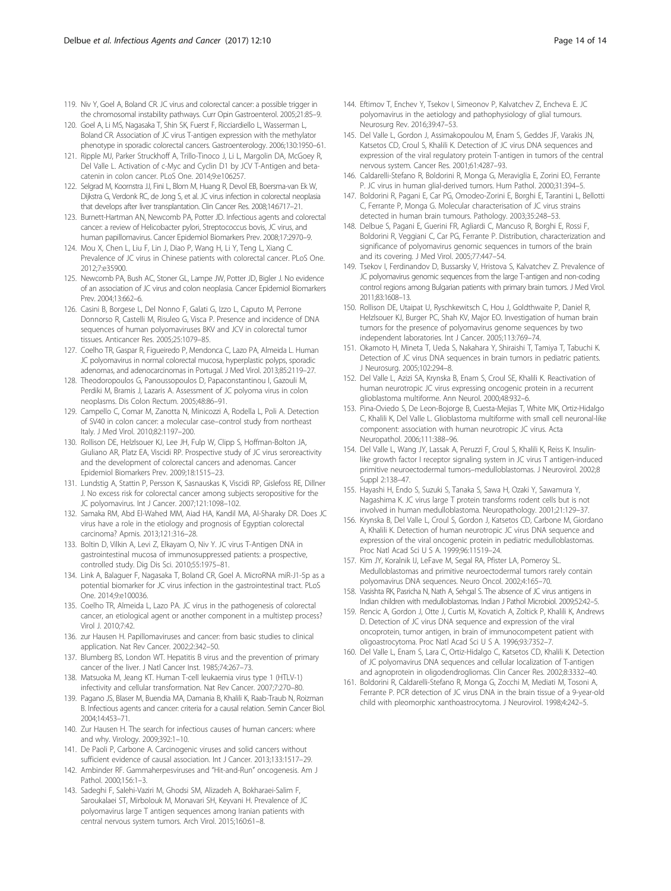119. Niv Y, Goel A, Boland CR. JC virus and colorectal cancer: a possible trigger in the chromosomal instability pathways. Curr Opin Gastroenterol. 2005;21:85–9.
120. Goel A, Li MS, Nagasaka T, Shin SK, Fuerst F, Ricciardiello L, Wasserman L, Boland CR. Association of JC virus T-antigen expression with the methylator phenotype in sporadic colorectal cancers. Gastroenterology. 2006;130:1950–61.
121. Ripple MJ, Parker Struckhoff A, Trillo-Tinoco J, Li L, Margolin DA, McGoey R, Del Valle L. Activation of c-Myc and Cyclin D1 by JCV T-Antigen and beta-catenin in colon cancer. PLoS One. 2014;9:e106257.
122. Selgrad M, Koornstra JJ, Fini L, Blom M, Huang R, Devol EB, Boersma-van Ek W, Dijkstra G, Verdonk RC, de Jong S, et al. JC virus infection in colorectal neoplasia that develops after liver transplantation. Clin Cancer Res. 2008;14:6717–21.
123. Burnett-Hartman AN, Newcomb PA, Potter JD. Infectious agents and colorectal cancer: a review of Helicobacter pylori, Streptococcus bovis, JC virus, and human papillomavirus. Cancer Epidemiol Biomarkers Prev. 2008;17:2970–9.
124. Mou X, Chen L, Liu F, Lin J, Diao P, Wang H, Li Y, Teng L, Xiang C. Prevalence of JC virus in Chinese patients with colorectal cancer. PLoS One. 2012;7:e35900.
125. Newcomb PA, Bush AC, Stoner GL, Lampe JW, Potter JD, Bigler J. No evidence of an association of JC virus and colon neoplasia. Cancer Epidemiol Biomarkers Prev. 2004;13:662–6.
126. Casini B, Borgese L, Del Nonno F, Galati G, Izzo L, Caputo M, Perrone Donnorso R, Castelli M, Risuleo G, Visca P. Presence and incidence of DNA sequences of human polyomaviruses BKV and JCV in colorectal tumor tissues. Anticancer Res. 2005;25:1079–85.
127. Coelho TR, Gaspar R, Figueiredo P, Mendonca C, Lazo PA, Almeida L. Human JC polyomavirus in normal colorectal mucosa, hyperplastic polyps, sporadic adenomas, and adenocarcinomas in Portugal. J Med Virol. 2013;85:2119–27.
128. Theodoropoulos G, Panoussopoulos D, Papaconstantinou I, Gazouli M, Perdiki M, Bramis J, Lazaris A. Assessment of JC polyoma virus in colon neoplasms. Dis Colon Rectum. 2005;48:86–91.
129. Campello C, Comar M, Zanotta N, Minicozzi A, Rodella L, Poli A. Detection of SV40 in colon cancer: a molecular case–control study from northeast Italy. J Med Virol. 2010;82:1197–200.
130. Rollison DE, Helzlsouer KJ, Lee JH, Fulp W, Clipp S, Hoffman-Bolton JA, Giuliano AR, Platz EA, Viscidi RP. Prospective study of JC virus seroreactivity and the development of colorectal cancers and adenomas. Cancer Epidemiol Biomarkers Prev. 2009;18:1515–23.
131. Lundstig A, Stattin P, Persson K, Sasnauskas K, Viscidi RP, Gislefoss RE, Dillner J. No excess risk for colorectal cancer among subjects seropositive for the JC polyomavirus. Int J Cancer. 2007;121:1098–102.
132. Samaka RM, Abd El-Wahed MM, Aiad HA, Kandil MA, Al-Sharaky DR. Does JC virus have a role in the etiology and prognosis of Egyptian colorectal carcinoma? Apmis. 2013;121:316–28.
133. Boltin D, Vilkin A, Levi Z, Elkayam O, Niv Y. JC virus T-Antigen DNA in gastrointestinal mucosa of immunosuppressed patients: a prospective, controlled study. Dig Dis Sci. 2010;55:1975–81.
134. Link A, Balaguer F, Nagasaka T, Boland CR, Goel A. MicroRNA miR-J1-5p as a potential biomarker for JC virus infection in the gastrointestinal tract. PLoS One. 2014;9:e100036.
135. Coelho TR, Almeida L, Lazo PA. JC virus in the pathogenesis of colorectal cancer, an etiological agent or another component in a multistep process? Virol J. 2010;7:42.
136. zur Hausen H. Papillomaviruses and cancer: from basic studies to clinical application. Nat Rev Cancer. 2002;2:342–50.
137. Blumberg BS, London WT. Hepatitis B virus and the prevention of primary cancer of the liver. J Natl Cancer Inst. 1985;74:267–73.
138. Matsuoka M, Jeang KT. Human T-cell leukaemia virus type 1 (HTLV-1) infectivity and cellular transformation. Nat Rev Cancer. 2007;7:270–80.
139. Pagano JS, Blaser M, Buendia MA, Damania B, Khalili K, Raab-Traub N, Roizman B. Infectious agents and cancer: criteria for a causal relation. Semin Cancer Biol. 2004;14:453–71.
140. Zur Hausen H. The search for infectious causes of human cancers: where and why. Virology. 2009;392:1–10.
141. De Paoli P, Carbone A. Carcinogenic viruses and solid cancers without sufficient evidence of causal association. Int J Cancer. 2013;133:1517–29.
142. Ambinder RF. Gammaherpesviruses and "Hit-and-Run" oncogenesis. Am J Pathol. 2000;156:1–3.
143. Sadeghi F, Salehi-Vaziri M, Ghodsi SM, Alizadeh A, Bokharaei-Salim F, Saroukalaei ST, Mirbolouk M, Monavari SH, Keyvani H. Prevalence of JC polyomavirus large T antigen sequences among Iranian patients with central nervous system tumors. Arch Virol. 2015;160:61–8.
144. Eftimov T, Enchev Y, Tsekov I, Simeonov P, Kalvatchev Z, Encheva E. JC polyomavirus in the aetiology and pathophysiology of glial tumours. Neurosurg Rev. 2016;39:47–53.
145. Del Valle L, Gordon J, Assimakopoulou M, Enam S, Geddes JF, Varakis JN, Katsetos CD, Croul S, Khalili K. Detection of JC virus DNA sequences and expression of the viral regulatory protein T-antigen in tumors of the central nervous system. Cancer Res. 2001;61:4287–93.
146. Caldarelli-Stefano R, Boldorini R, Monga G, Meraviglia E, Zorini EO, Ferrante P. JC virus in human glial-derived tumors. Hum Pathol. 2000;31:394–5.
147. Boldorini R, Pagani E, Car PG, Omodeo-Zorini E, Borghi E, Tarantini L, Bellotti C, Ferrante P, Monga G. Molecular characterisation of JC virus strains detected in human brain tumours. Pathology. 2003;35:248–53.
148. Delbue S, Pagani E, Guerini FR, Agliardi C, Mancuso R, Borghi E, Rossi F, Boldorini R, Veggiani C, Car PG, Ferrante P. Distribution, characterization and significance of polyomavirus genomic sequences in tumors of the brain and its covering. J Med Virol. 2005;77:447–54.
149. Tsekov I, Ferdinandov D, Bussarsky V, Hristova S, Kalvatchev Z. Prevalence of JC polyomavirus genomic sequences from the large T-antigen and non-coding control regions among Bulgarian patients with primary brain tumors. J Med Virol. 2011;83:1608–13.
150. Rollison DE, Utaipat U, Ryschkewitsch C, Hou J, Goldthwaite P, Daniel R, Helzlsouer KJ, Burger PC, Shah KV, Major EO. Investigation of human brain tumors for the presence of polyomavirus genome sequences by two independent laboratories. Int J Cancer. 2005;113:769–74.
151. Okamoto H, Mineta T, Ueda S, Nakahara Y, Shiraishi T, Tamiya T, Tabuchi K. Detection of JC virus DNA sequences in brain tumors in pediatric patients. J Neurosurg. 2005;102:294–8.
152. Del Valle L, Azizi SA, Krynska B, Enam S, Croul SE, Khalili K. Reactivation of human neurotropic JC virus expressing oncogenic protein in a recurrent glioblastoma multiforme. Ann Neurol. 2000;48:932–6.
153. Pina-Oviedo S, De Leon-Bojorge B, Cuesta-Mejias T, White MK, Ortiz-Hidalgo C, Khalili K, Del Valle L. Glioblastoma multiforme with small cell neuronal-like component: association with human neurotropic JC virus. Acta Neuropathol. 2006;111:388–96.
154. Del Valle L, Wang JY, Lassak A, Peruzzi F, Croul S, Khalili K, Reiss K. Insulin-like growth factor I receptor signaling system in JC virus T antigen-induced primitive neuroectodermal tumors–medulloblastomas. J Neurovirol. 2002;8 Suppl 2:138–47.
155. Hayashi H, Endo S, Suzuki S, Tanaka S, Sawa H, Ozaki Y, Sawamura Y, Nagashima K. JC virus large T protein transforms rodent cells but is not involved in human medulloblastoma. Neuropathology. 2001;21:129–37.
156. Krynska B, Del Valle L, Croul S, Gordon J, Katsetos CD, Carbone M, Giordano A, Khalili K. Detection of human neurotropic JC virus DNA sequence and expression of the viral oncogenic protein in pediatric medulloblastomas. Proc Natl Acad Sci U S A. 1999;96:11519–24.
157. Kim JY, Koralnik IJ, LeFave M, Segal RA, Pfister LA, Pomeroy SL. Medulloblastomas and primitive neuroectodermal tumors rarely contain polyomavirus DNA sequences. Neuro Oncol. 2002;4:165–70.
158. Vasishta RK, Pasricha N, Nath A, Sehgal S. The absence of JC virus antigens in Indian children with medulloblastomas. Indian J Pathol Microbiol. 2009;52:42–5.
159. Rencic A, Gordon J, Otte J, Curtis M, Kovatich A, Zoltick P, Khalili K, Andrews D. Detection of JC virus DNA sequence and expression of the viral oncoprotein, tumor antigen, in brain of immunocompetent patient with oligoastrocytoma. Proc Natl Acad Sci U S A. 1996;93:7352–7.
160. Del Valle L, Enam S, Lara C, Ortiz-Hidalgo C, Katsetos CD, Khalili K. Detection of JC polyomavirus DNA sequences and cellular localization of T-antigen and agnoprotein in oligodendrogliomas. Clin Cancer Res. 2002;8:3332–40.
161. Boldorini R, Caldarelli-Stefano R, Monga G, Zocchi M, Mediati M, Tosoni A, Ferrante P. PCR detection of JC virus DNA in the brain tissue of a 9-year-old child with pleomorphic xanthoastrocytoma. J Neurovirol. 1998;4:242–5.